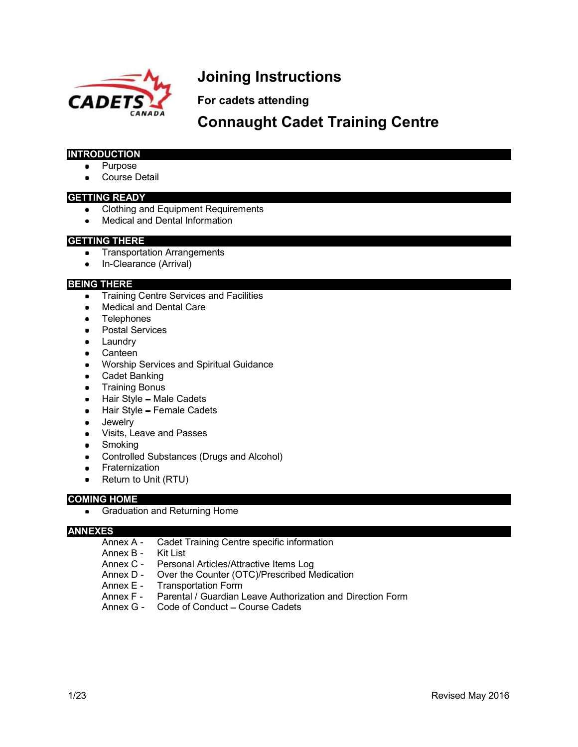# Joining Instructions

**For cadets attending**

## Connaught Cadet Training Centre

### INTRODUCTION

- Purpose
- Course Detail

### GETTING READY

- Clothing and Equipment Requirements
- Medical and Dental Information

### GETTING THERE

- Transportation Arrangements
- In-Clearance (Arrival)

### BEING THERE

- Training Centre Services and Facilities
- Medical and Dental Care
- Telephones
- Postal Services
- Laundry
- Canteen
- Worship Services and Spiritual Guidance
- Cadet Banking
- Training Bonus
- Hair Style – Male Cadets
- Hair Style – Female Cadets
- Jewelry
- Visits, Leave and Passes
- Smoking
- Controlled Substances (Drugs and Alcohol)
- Fraternization
- Return to Unit (RTU)

### COMING HOME

- Graduation and Returning Home

### ANNEXES

Annex A - Cadet Training Centre specific information
Annex B - Kit List
Annex C - Personal Articles/Attractive Items Log
Annex D - Over the Counter (OTC)/Prescribed Medication
Annex E - Transportation Form
Annex F - Parental / Guardian Leave Authorization and Direction Form
Annex G - Code of Conduct – Course Cadets

Revised May 2016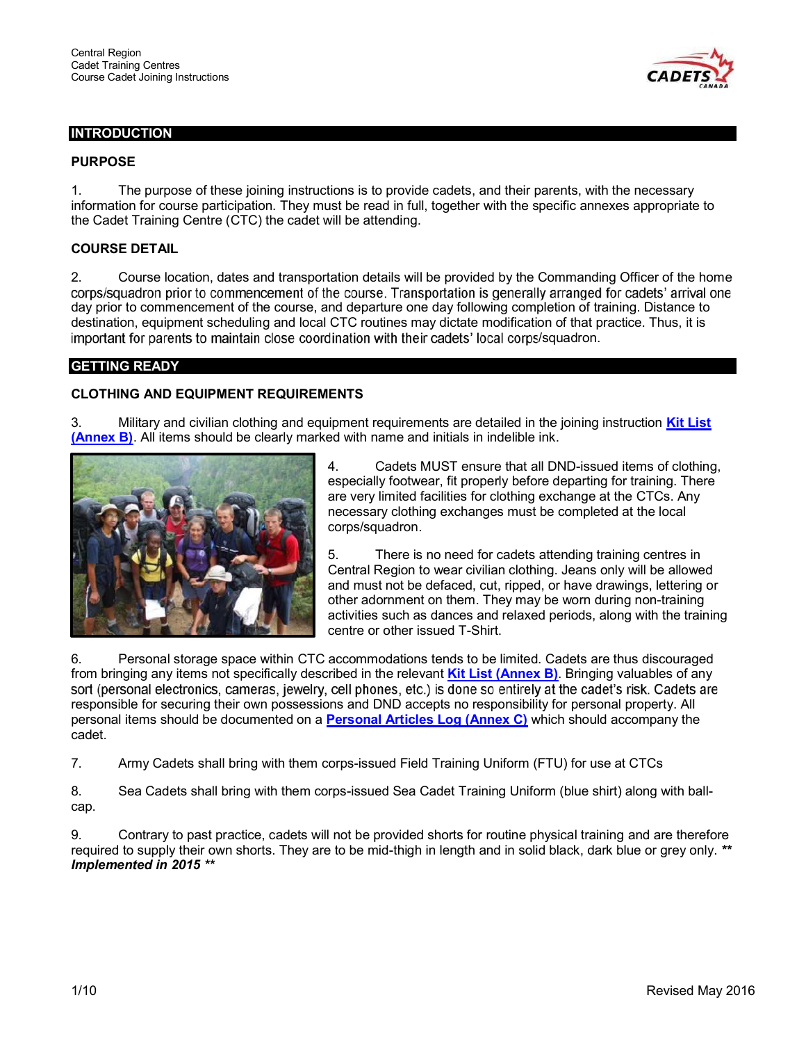## INTRODUCTION

### PURPOSE

1. The purpose of these joining instructions is to provide cadets, and their parents, with the necessary information for course participation. They must be read in full, together with the specific annexes appropriate to the Cadet Training Centre (CTC) the cadet will be attending.

### COURSE DETAIL

2. Course location, dates and transportation details will be provided by the Commanding Officer of the home corps/squadron prior to commencement of the course. Transportation is generally arranged for cadets' arrival one day prior to commencement of the course, and departure one day following completion of training. Distance to destination, equipment scheduling and local CTC routines may dictate modification of that practice. Thus, it is important for parents to maintain close coordination with their cadets' local corps/squadron.

## GETTING READY

### CLOTHING AND EQUIPMENT REQUIREMENTS

3. Military and civilian clothing and equipment requirements are detailed in the joining instruction **Kit List (Annex B)**. All items should be clearly marked with name and initials in indelible ink.

4. Cadets MUST ensure that all DND-issued items of clothing, especially footwear, fit properly before departing for training. There are very limited facilities for clothing exchange at the CTCs. Any necessary clothing exchanges must be completed at the local corps/squadron.

5. There is no need for cadets attending training centres in Central Region to wear civilian clothing. Jeans only will be allowed and must not be defaced, cut, ripped, or have drawings, lettering or other adornment on them. They may be worn during non-training activities such as dances and relaxed periods, along with the training centre or other issued T-Shirt.

6. Personal storage space within CTC accommodations tends to be limited. Cadets are thus discouraged from bringing any items not specifically described in the relevant **Kit List (Annex B)**. Bringing valuables of any sort (personal electronics, cameras, jewelry, cell phones, etc.) is done so entirely at the cadet's risk. Cadets are responsible for securing their own possessions and DND accepts no responsibility for personal property. All personal items should be documented on a **Personal Articles Log (Annex C)** which should accompany the cadet.

7. Army Cadets shall bring with them corps-issued Field Training Uniform (FTU) for use at CTCs

8. Sea Cadets shall bring with them corps-issued Sea Cadet Training Uniform (blue shirt) along with ball-cap.

9. Contrary to past practice, cadets will not be provided shorts for routine physical training and are therefore required to supply their own shorts. They are to be mid-thigh in length and in solid black, dark blue or grey only. ***\*\* Implemented in 2015 \*\****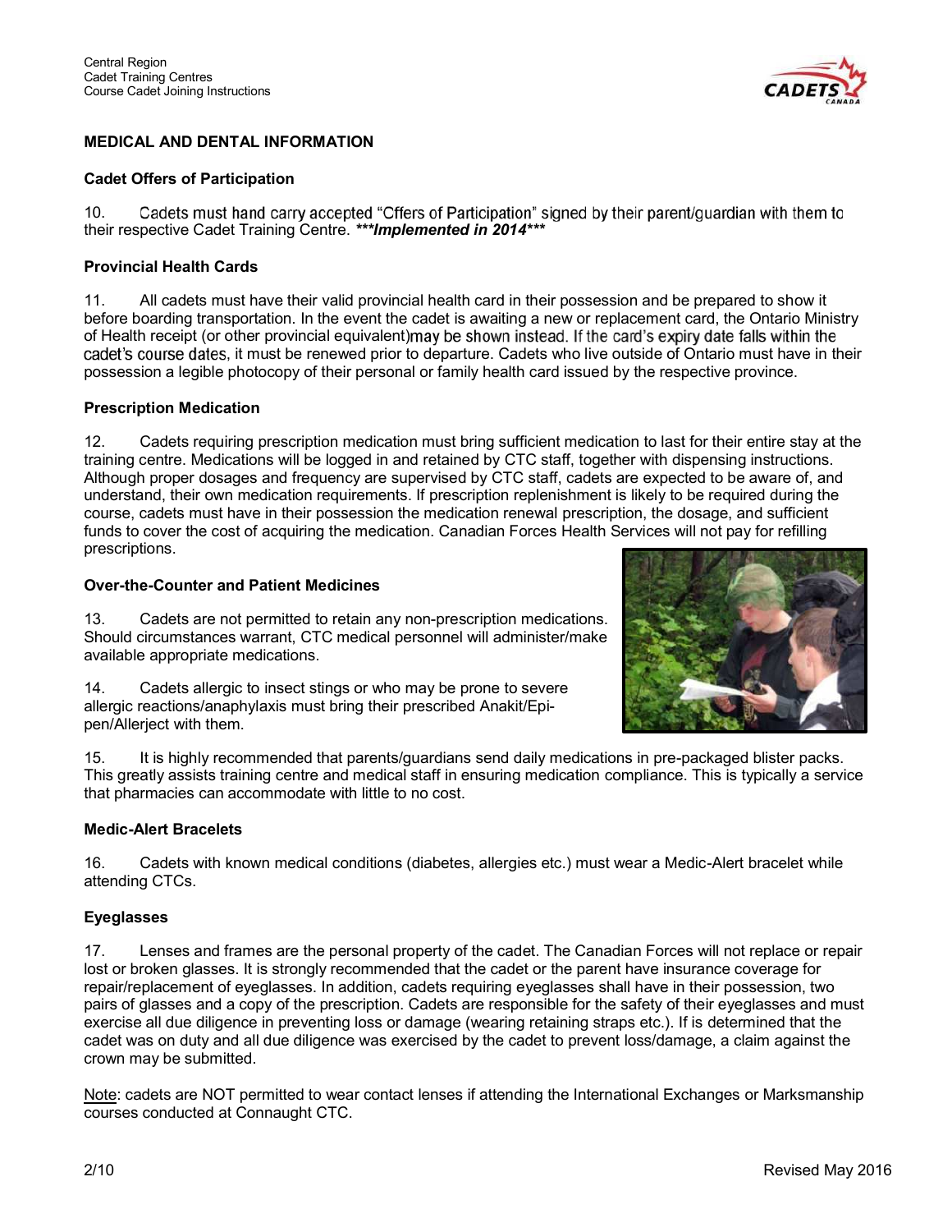## MEDICAL AND DENTAL INFORMATION

### Cadet Offers of Participation

10. Cadets must hand carry accepted "Offers of Participation" signed by their parent/guardian with them to their respective Cadet Training Centre. ***Implemented in 2014***

### Provincial Health Cards

11. All cadets must have their valid provincial health card in their possession and be prepared to show it before boarding transportation. In the event the cadet is awaiting a new or replacement card, the Ontario Ministry of Health receipt (or other provincial equivalent) may be shown instead. If the card's expiry date falls within the cadet's course dates, it must be renewed prior to departure. Cadets who live outside of Ontario must have in their possession a legible photocopy of their personal or family health card issued by the respective province.

### Prescription Medication

12. Cadets requiring prescription medication must bring sufficient medication to last for their entire stay at the training centre. Medications will be logged in and retained by CTC staff, together with dispensing instructions. Although proper dosages and frequency are supervised by CTC staff, cadets are expected to be aware of, and understand, their own medication requirements. If prescription replenishment is likely to be required during the course, cadets must have in their possession the medication renewal prescription, the dosage, and sufficient funds to cover the cost of acquiring the medication. Canadian Forces Health Services will not pay for refilling prescriptions.

### Over-the-Counter and Patient Medicines

13. Cadets are not permitted to retain any non-prescription medications. Should circumstances warrant, CTC medical personnel will administer/make available appropriate medications.

14. Cadets allergic to insect stings or who may be prone to severe allergic reactions/anaphylaxis must bring their prescribed Anakit/Epi-pen/Allerject with them.

15. It is highly recommended that parents/guardians send daily medications in pre-packaged blister packs. This greatly assists training centre and medical staff in ensuring medication compliance. This is typically a service that pharmacies can accommodate with little to no cost.

### Medic-Alert Bracelets

16. Cadets with known medical conditions (diabetes, allergies etc.) must wear a Medic-Alert bracelet while attending CTCs.

### Eyeglasses

17. Lenses and frames are the personal property of the cadet. The Canadian Forces will not replace or repair lost or broken glasses. It is strongly recommended that the cadet or the parent have insurance coverage for repair/replacement of eyeglasses. In addition, cadets requiring eyeglasses shall have in their possession, two pairs of glasses and a copy of the prescription. Cadets are responsible for the safety of their eyeglasses and must exercise all due diligence in preventing loss or damage (wearing retaining straps etc.). If is determined that the cadet was on duty and all due diligence was exercised by the cadet to prevent loss/damage, a claim against the crown may be submitted.

Note: cadets are NOT permitted to wear contact lenses if attending the International Exchanges or Marksmanship courses conducted at Connaught CTC.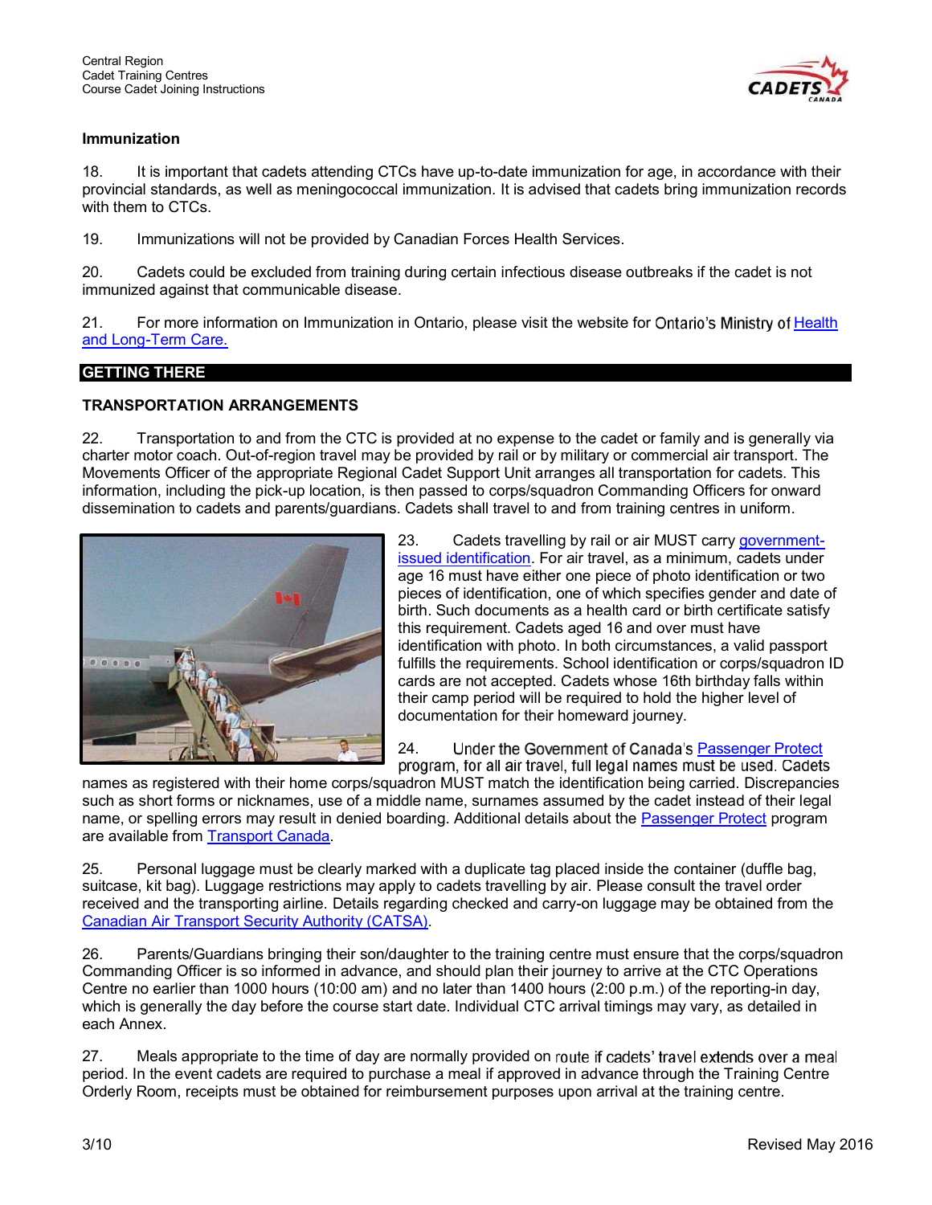### Immunization

18. It is important that cadets attending CTCs have up-to-date immunization for age, in accordance with their provincial standards, as well as meningococcal immunization. It is advised that cadets bring immunization records with them to CTCs.

19. Immunizations will not be provided by Canadian Forces Health Services.

20. Cadets could be excluded from training during certain infectious disease outbreaks if the cadet is not immunized against that communicable disease.

21. For more information on Immunization in Ontario, please visit the website for Ontario's Ministry of Health and Long-Term Care.

## GETTING THERE

### TRANSPORTATION ARRANGEMENTS

22. Transportation to and from the CTC is provided at no expense to the cadet or family and is generally via charter motor coach. Out-of-region travel may be provided by rail or by military or commercial air transport. The Movements Officer of the appropriate Regional Cadet Support Unit arranges all transportation for cadets. This information, including the pick-up location, is then passed to corps/squadron Commanding Officers for onward dissemination to cadets and parents/guardians. Cadets shall travel to and from training centres in uniform.

23. Cadets travelling by rail or air MUST carry government-issued identification. For air travel, as a minimum, cadets under age 16 must have either one piece of photo identification or two pieces of identification, one of which specifies gender and date of birth. Such documents as a health card or birth certificate satisfy this requirement. Cadets aged 16 and over must have identification with photo. In both circumstances, a valid passport fulfills the requirements. School identification or corps/squadron ID cards are not accepted. Cadets whose 16th birthday falls within their camp period will be required to hold the higher level of documentation for their homeward journey.

24. Under the Government of Canada's Passenger Protect program, for all air travel, full legal names must be used. Cadets names as registered with their home corps/squadron MUST match the identification being carried. Discrepancies such as short forms or nicknames, use of a middle name, surnames assumed by the cadet instead of their legal name, or spelling errors may result in denied boarding. Additional details about the Passenger Protect program are available from Transport Canada.

25. Personal luggage must be clearly marked with a duplicate tag placed inside the container (duffle bag, suitcase, kit bag). Luggage restrictions may apply to cadets travelling by air. Please consult the travel order received and the transporting airline. Details regarding checked and carry-on luggage may be obtained from the Canadian Air Transport Security Authority (CATSA).

26. Parents/Guardians bringing their son/daughter to the training centre must ensure that the corps/squadron Commanding Officer is so informed in advance, and should plan their journey to arrive at the CTC Operations Centre no earlier than 1000 hours (10:00 am) and no later than 1400 hours (2:00 p.m.) of the reporting-in day, which is generally the day before the course start date. Individual CTC arrival timings may vary, as detailed in each Annex.

27. Meals appropriate to the time of day are normally provided on route if cadets' travel extends over a meal period. In the event cadets are required to purchase a meal if approved in advance through the Training Centre Orderly Room, receipts must be obtained for reimbursement purposes upon arrival at the training centre.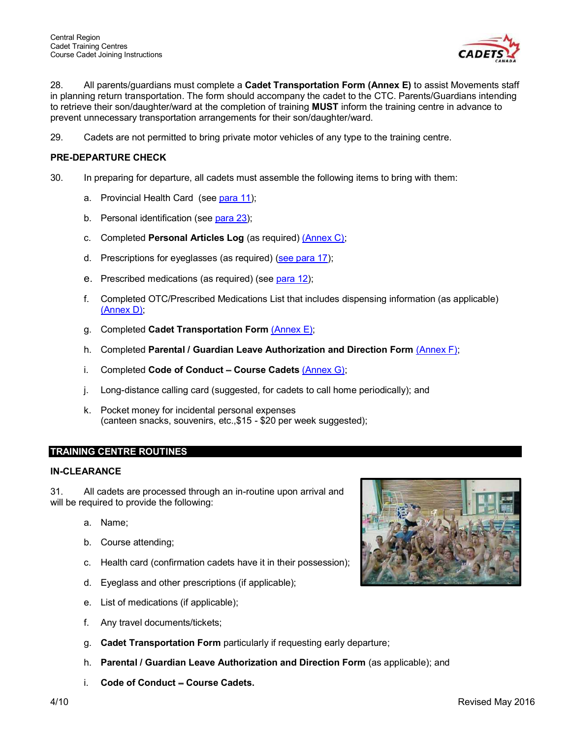28. All parents/guardians must complete a **Cadet Transportation Form (Annex E)** to assist Movements staff in planning return transportation. The form should accompany the cadet to the CTC. Parents/Guardians intending to retrieve their son/daughter/ward at the completion of training **MUST** inform the training centre in advance to prevent unnecessary transportation arrangements for their son/daughter/ward.

29. Cadets are not permitted to bring private motor vehicles of any type to the training centre.

### PRE-DEPARTURE CHECK

30. In preparing for departure, all cadets must assemble the following items to bring with them:

a. Provincial Health Card (see para 11);

b. Personal identification (see para 23);

c. Completed **Personal Articles Log** (as required) (Annex C);

d. Prescriptions for eyeglasses (as required) (see para 17);

e. Prescribed medications (as required) (see para 12);

f. Completed OTC/Prescribed Medications List that includes dispensing information (as applicable) (Annex D);

g. Completed **Cadet Transportation Form** (Annex E);

h. Completed **Parental / Guardian Leave Authorization and Direction Form** (Annex F);

i. Completed **Code of Conduct – Course Cadets** (Annex G);

j. Long-distance calling card (suggested, for cadets to call home periodically); and

k. Pocket money for incidental personal expenses (canteen snacks, souvenirs, etc.,$15 - $20 per week suggested);

## TRAINING CENTRE ROUTINES

### IN-CLEARANCE

31. All cadets are processed through an in-routine upon arrival and will be required to provide the following:

a. Name;

b. Course attending;

c. Health card (confirmation cadets have it in their possession);

d. Eyeglass and other prescriptions (if applicable);

e. List of medications (if applicable);

f. Any travel documents/tickets;

g. **Cadet Transportation Form** particularly if requesting early departure;

h. **Parental / Guardian Leave Authorization and Direction Form** (as applicable); and

i. **Code of Conduct – Course Cadets.**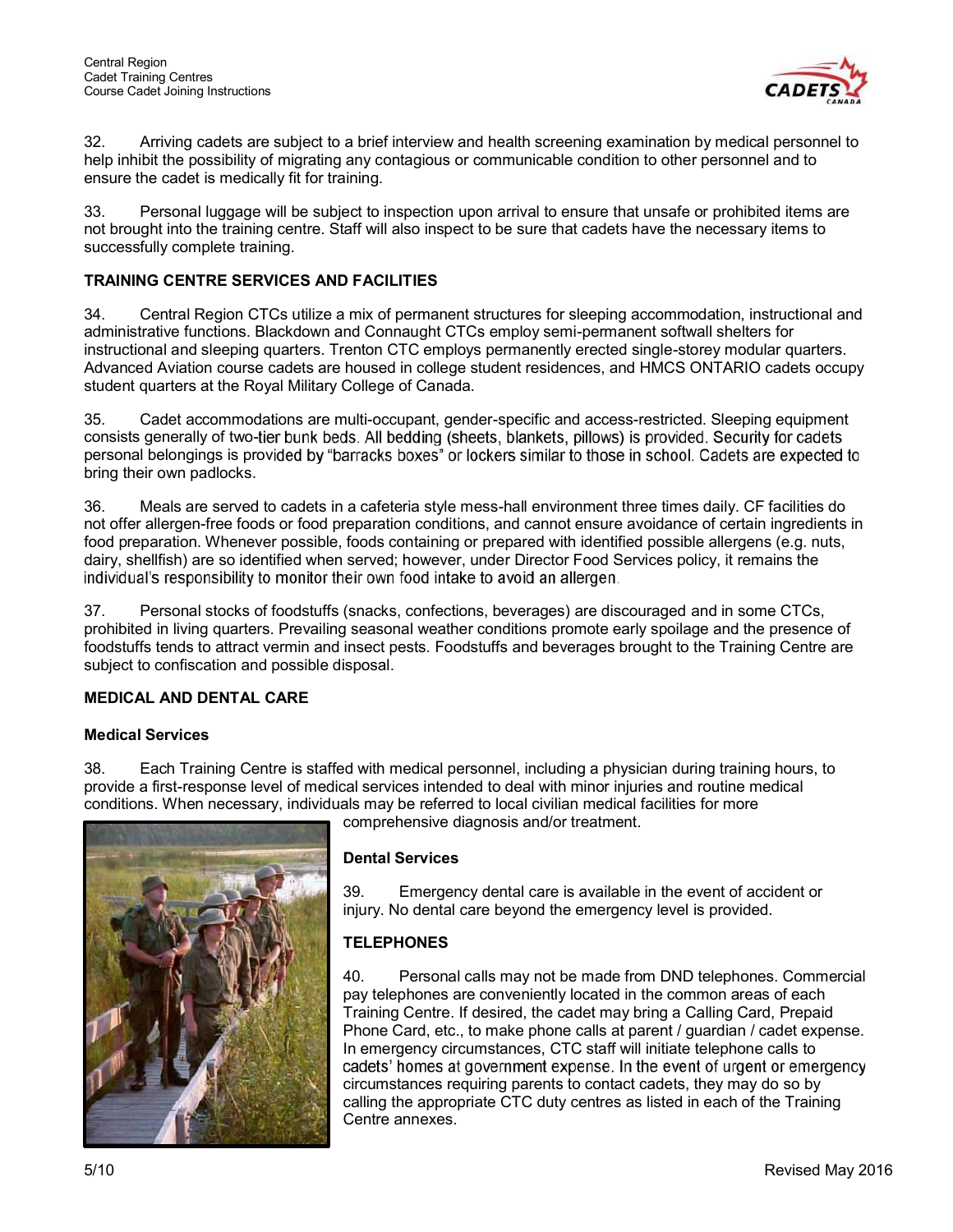32. Arriving cadets are subject to a brief interview and health screening examination by medical personnel to help inhibit the possibility of migrating any contagious or communicable condition to other personnel and to ensure the cadet is medically fit for training.

33. Personal luggage will be subject to inspection upon arrival to ensure that unsafe or prohibited items are not brought into the training centre. Staff will also inspect to be sure that cadets have the necessary items to successfully complete training.

## TRAINING CENTRE SERVICES AND FACILITIES

34. Central Region CTCs utilize a mix of permanent structures for sleeping accommodation, instructional and administrative functions. Blackdown and Connaught CTCs employ semi-permanent softwall shelters for instructional and sleeping quarters. Trenton CTC employs permanently erected single-storey modular quarters. Advanced Aviation course cadets are housed in college student residences, and HMCS ONTARIO cadets occupy student quarters at the Royal Military College of Canada.

35. Cadet accommodations are multi-occupant, gender-specific and access-restricted. Sleeping equipment consists generally of two-tier bunk beds. All bedding (sheets, blankets, pillows) is provided. Security for cadets personal belongings is provided by "barracks boxes" or lockers similar to those in school. Cadets are expected to bring their own padlocks.

36. Meals are served to cadets in a cafeteria style mess-hall environment three times daily. CF facilities do not offer allergen-free foods or food preparation conditions, and cannot ensure avoidance of certain ingredients in food preparation. Whenever possible, foods containing or prepared with identified possible allergens (e.g. nuts, dairy, shellfish) are so identified when served; however, under Director Food Services policy, it remains the individual's responsibility to monitor their own food intake to avoid an allergen.

37. Personal stocks of foodstuffs (snacks, confections, beverages) are discouraged and in some CTCs, prohibited in living quarters. Prevailing seasonal weather conditions promote early spoilage and the presence of foodstuffs tends to attract vermin and insect pests. Foodstuffs and beverages brought to the Training Centre are subject to confiscation and possible disposal.

## MEDICAL AND DENTAL CARE

### Medical Services

38. Each Training Centre is staffed with medical personnel, including a physician during training hours, to provide a first-response level of medical services intended to deal with minor injuries and routine medical conditions. When necessary, individuals may be referred to local civilian medical facilities for more comprehensive diagnosis and/or treatment.

### Dental Services

39. Emergency dental care is available in the event of accident or injury. No dental care beyond the emergency level is provided.

## TELEPHONES

40. Personal calls may not be made from DND telephones. Commercial pay telephones are conveniently located in the common areas of each Training Centre. If desired, the cadet may bring a Calling Card, Prepaid Phone Card, etc., to make phone calls at parent / guardian / cadet expense. In emergency circumstances, CTC staff will initiate telephone calls to cadets' homes at government expense. In the event of urgent or emergency circumstances requiring parents to contact cadets, they may do so by calling the appropriate CTC duty centres as listed in each of the Training Centre annexes.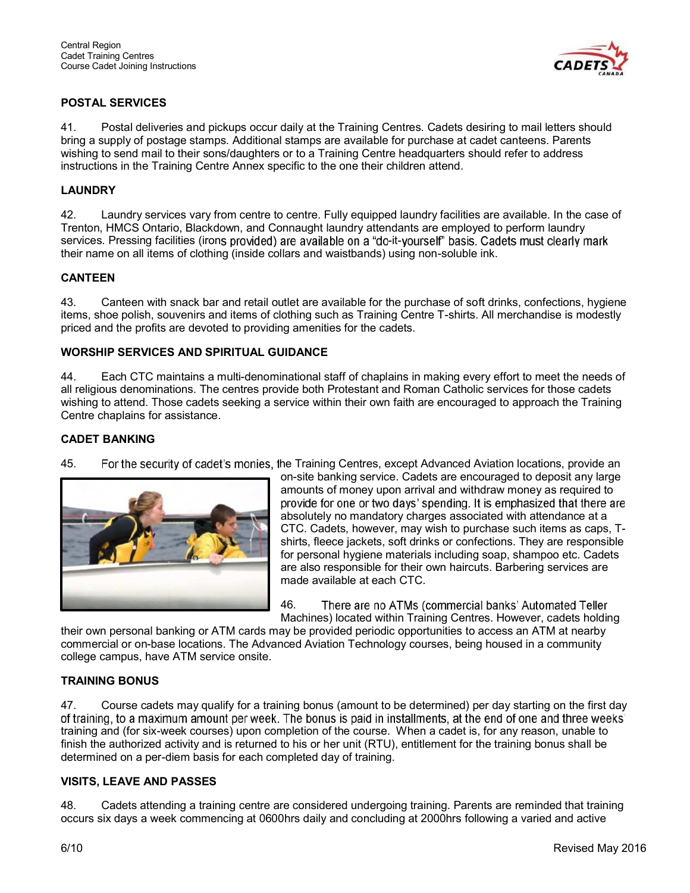## POSTAL SERVICES

41. Postal deliveries and pickups occur daily at the Training Centres. Cadets desiring to mail letters should bring a supply of postage stamps. Additional stamps are available for purchase at cadet canteens. Parents wishing to send mail to their sons/daughters or to a Training Centre headquarters should refer to address instructions in the Training Centre Annex specific to the one their children attend.

## LAUNDRY

42. Laundry services vary from centre to centre. Fully equipped laundry facilities are available. In the case of Trenton, HMCS Ontario, Blackdown, and Connaught laundry attendants are employed to perform laundry services. Pressing facilities (irons provided) are available on a "do-it-yourself" basis. Cadets must clearly mark their name on all items of clothing (inside collars and waistbands) using non-soluble ink.

## CANTEEN

43. Canteen with snack bar and retail outlet are available for the purchase of soft drinks, confections, hygiene items, shoe polish, souvenirs and items of clothing such as Training Centre T-shirts. All merchandise is modestly priced and the profits are devoted to providing amenities for the cadets.

## WORSHIP SERVICES AND SPIRITUAL GUIDANCE

44. Each CTC maintains a multi-denominational staff of chaplains in making every effort to meet the needs of all religious denominations. The centres provide both Protestant and Roman Catholic services for those cadets wishing to attend. Those cadets seeking a service within their own faith are encouraged to approach the Training Centre chaplains for assistance.

## CADET BANKING

45. For the security of cadet's monies, the Training Centres, except Advanced Aviation locations, provide an on-site banking service. Cadets are encouraged to deposit any large amounts of money upon arrival and withdraw money as required to provide for one or two days' spending. It is emphasized that there are absolutely no mandatory charges associated with attendance at a CTC. Cadets, however, may wish to purchase such items as caps, T-shirts, fleece jackets, soft drinks or confections. They are responsible for personal hygiene materials including soap, shampoo etc. Cadets are also responsible for their own haircuts. Barbering services are made available at each CTC.

46. There are no ATMs (commercial banks' Automated Teller Machines) located within Training Centres. However, cadets holding their own personal banking or ATM cards may be provided periodic opportunities to access an ATM at nearby commercial or on-base locations. The Advanced Aviation Technology courses, being housed in a community college campus, have ATM service onsite.

## TRAINING BONUS

47. Course cadets may qualify for a training bonus (amount to be determined) per day starting on the first day of training, to a maximum amount per week. The bonus is paid in installments, at the end of one and three weeks' training and (for six-week courses) upon completion of the course. When a cadet is, for any reason, unable to finish the authorized activity and is returned to his or her unit (RTU), entitlement for the training bonus shall be determined on a per-diem basis for each completed day of training.

## VISITS, LEAVE AND PASSES

48. Cadets attending a training centre are considered undergoing training. Parents are reminded that training occurs six days a week commencing at 0600hrs daily and concluding at 2000hrs following a varied and active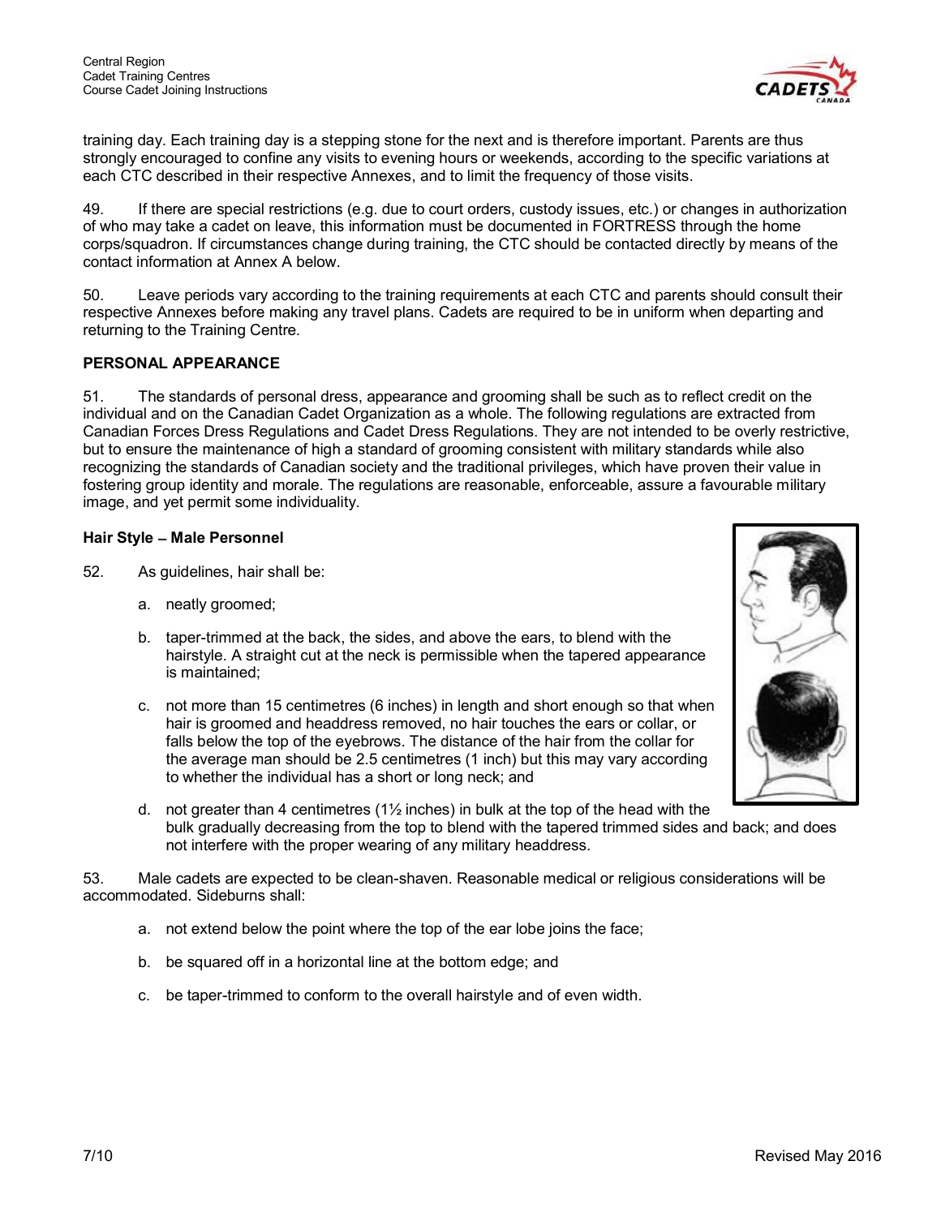training day. Each training day is a stepping stone for the next and is therefore important. Parents are thus strongly encouraged to confine any visits to evening hours or weekends, according to the specific variations at each CTC described in their respective Annexes, and to limit the frequency of those visits.

49. If there are special restrictions (e.g. due to court orders, custody issues, etc.) or changes in authorization of who may take a cadet on leave, this information must be documented in FORTRESS through the home corps/squadron. If circumstances change during training, the CTC should be contacted directly by means of the contact information at Annex A below.

50. Leave periods vary according to the training requirements at each CTC and parents should consult their respective Annexes before making any travel plans. Cadets are required to be in uniform when departing and returning to the Training Centre.

**PERSONAL APPEARANCE**

51. The standards of personal dress, appearance and grooming shall be such as to reflect credit on the individual and on the Canadian Cadet Organization as a whole. The following regulations are extracted from Canadian Forces Dress Regulations and Cadet Dress Regulations. They are not intended to be overly restrictive, but to ensure the maintenance of high a standard of grooming consistent with military standards while also recognizing the standards of Canadian society and the traditional privileges, which have proven their value in fostering group identity and morale. The regulations are reasonable, enforceable, assure a favourable military image, and yet permit some individuality.

**Hair Style – Male Personnel**

52. As guidelines, hair shall be:

a. neatly groomed;

b. taper-trimmed at the back, the sides, and above the ears, to blend with the hairstyle. A straight cut at the neck is permissible when the tapered appearance is maintained;

c. not more than 15 centimetres (6 inches) in length and short enough so that when hair is groomed and headdress removed, no hair touches the ears or collar, or falls below the top of the eyebrows. The distance of the hair from the collar for the average man should be 2.5 centimetres (1 inch) but this may vary according to whether the individual has a short or long neck; and

d. not greater than 4 centimetres (1½ inches) in bulk at the top of the head with the bulk gradually decreasing from the top to blend with the tapered trimmed sides and back; and does not interfere with the proper wearing of any military headdress.

53. Male cadets are expected to be clean-shaven. Reasonable medical or religious considerations will be accommodated. Sideburns shall:

a. not extend below the point where the top of the ear lobe joins the face;

b. be squared off in a horizontal line at the bottom edge; and

c. be taper-trimmed to conform to the overall hairstyle and of even width.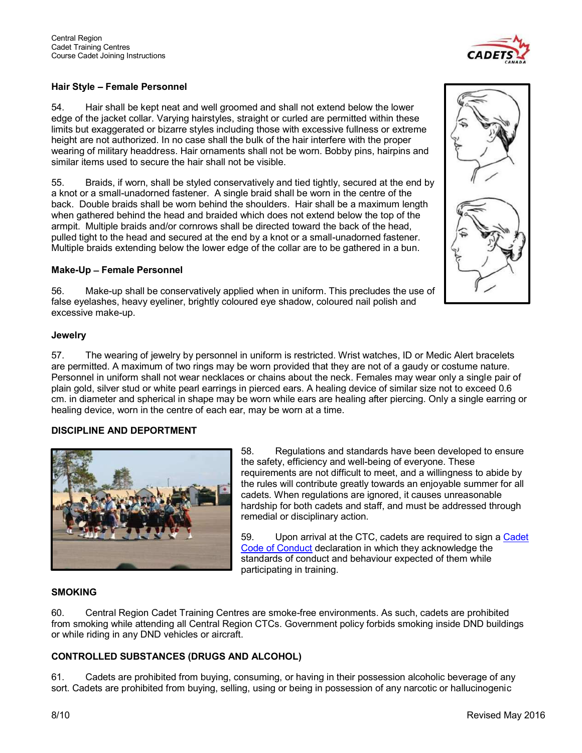### Hair Style – Female Personnel

54. Hair shall be kept neat and well groomed and shall not extend below the lower edge of the jacket collar. Varying hairstyles, straight or curled are permitted within these limits but exaggerated or bizarre styles including those with excessive fullness or extreme height are not authorized. In no case shall the bulk of the hair interfere with the proper wearing of military headdress. Hair ornaments shall not be worn. Bobby pins, hairpins and similar items used to secure the hair shall not be visible.

55. Braids, if worn, shall be styled conservatively and tied tightly, secured at the end by a knot or a small-unadorned fastener. A single braid shall be worn in the centre of the back. Double braids shall be worn behind the shoulders. Hair shall be a maximum length when gathered behind the head and braided which does not extend below the top of the armpit. Multiple braids and/or cornrows shall be directed toward the back of the head, pulled tight to the head and secured at the end by a knot or a small-unadorned fastener. Multiple braids extending below the lower edge of the collar are to be gathered in a bun.

### Make-Up – Female Personnel

56. Make-up shall be conservatively applied when in uniform. This precludes the use of false eyelashes, heavy eyeliner, brightly coloured eye shadow, coloured nail polish and excessive make-up.

### Jewelry

57. The wearing of jewelry by personnel in uniform is restricted. Wrist watches, ID or Medic Alert bracelets are permitted. A maximum of two rings may be worn provided that they are not of a gaudy or costume nature. Personnel in uniform shall not wear necklaces or chains about the neck. Females may wear only a single pair of plain gold, silver stud or white pearl earrings in pierced ears. A healing device of similar size not to exceed 0.6 cm. in diameter and spherical in shape may be worn while ears are healing after piercing. Only a single earring or healing device, worn in the centre of each ear, may be worn at a time.

## DISCIPLINE AND DEPORTMENT

58. Regulations and standards have been developed to ensure the safety, efficiency and well-being of everyone. These requirements are not difficult to meet, and a willingness to abide by the rules will contribute greatly towards an enjoyable summer for all cadets. When regulations are ignored, it causes unreasonable hardship for both cadets and staff, and must be addressed through remedial or disciplinary action.

59. Upon arrival at the CTC, cadets are required to sign a [Cadet Code of Conduct]() declaration in which they acknowledge the standards of conduct and behaviour expected of them while participating in training.

## SMOKING

60. Central Region Cadet Training Centres are smoke-free environments. As such, cadets are prohibited from smoking while attending all Central Region CTCs. Government policy forbids smoking inside DND buildings or while riding in any DND vehicles or aircraft.

## CONTROLLED SUBSTANCES (DRUGS AND ALCOHOL)

61. Cadets are prohibited from buying, consuming, or having in their possession alcoholic beverage of any sort. Cadets are prohibited from buying, selling, using or being in possession of any narcotic or hallucinogenic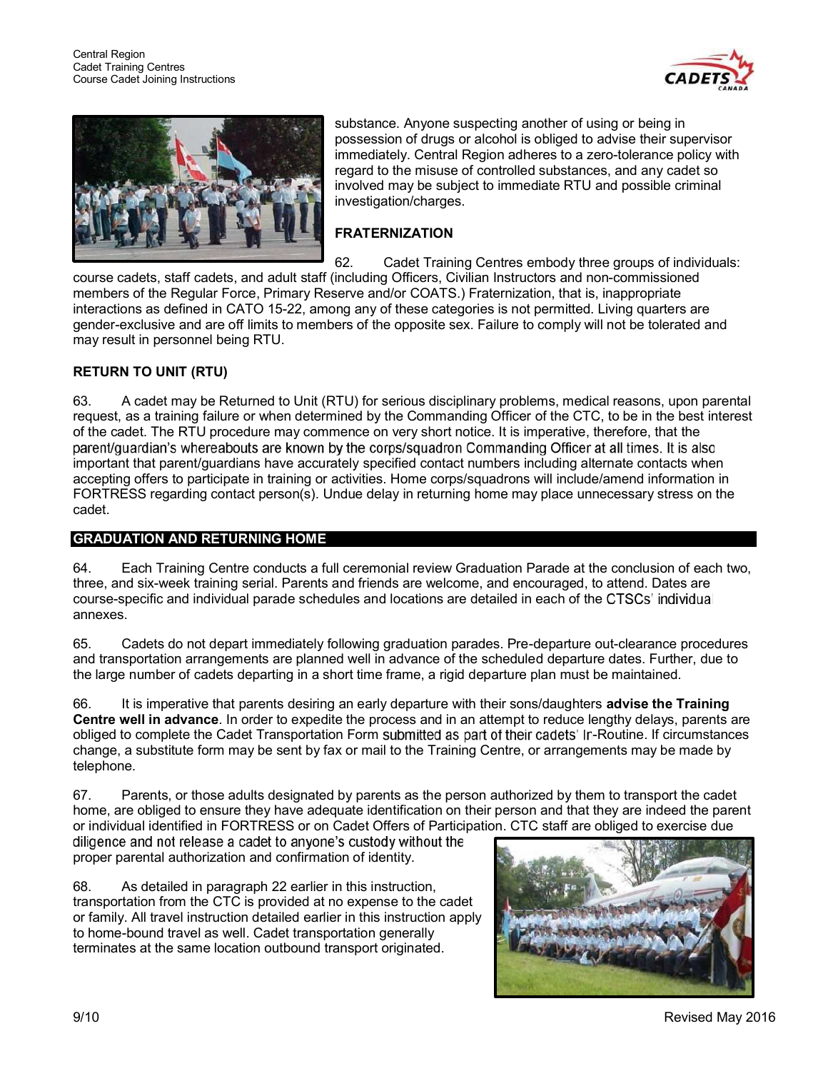substance. Anyone suspecting another of using or being in possession of drugs or alcohol is obliged to advise their supervisor immediately. Central Region adheres to a zero-tolerance policy with regard to the misuse of controlled substances, and any cadet so involved may be subject to immediate RTU and possible criminal investigation/charges.

**FRATERNIZATION**

62. Cadet Training Centres embody three groups of individuals: course cadets, staff cadets, and adult staff (including Officers, Civilian Instructors and non-commissioned members of the Regular Force, Primary Reserve and/or COATS.) Fraternization, that is, inappropriate interactions as defined in CATO 15-22, among any of these categories is not permitted. Living quarters are gender-exclusive and are off limits to members of the opposite sex. Failure to comply will not be tolerated and may result in personnel being RTU.

**RETURN TO UNIT (RTU)**

63. A cadet may be Returned to Unit (RTU) for serious disciplinary problems, medical reasons, upon parental request, as a training failure or when determined by the Commanding Officer of the CTC, to be in the best interest of the cadet. The RTU procedure may commence on very short notice. It is imperative, therefore, that the parent/guardian's whereabouts are known by the corps/squadron Commanding Officer at all times. It is also important that parent/guardians have accurately specified contact numbers including alternate contacts when accepting offers to participate in training or activities. Home corps/squadrons will include/amend information in FORTRESS regarding contact person(s). Undue delay in returning home may place unnecessary stress on the cadet.

## GRADUATION AND RETURNING HOME

64. Each Training Centre conducts a full ceremonial review Graduation Parade at the conclusion of each two, three, and six-week training serial. Parents and friends are welcome, and encouraged, to attend. Dates are course-specific and individual parade schedules and locations are detailed in each of the CTSCs' individual annexes.

65. Cadets do not depart immediately following graduation parades. Pre-departure out-clearance procedures and transportation arrangements are planned well in advance of the scheduled departure dates. Further, due to the large number of cadets departing in a short time frame, a rigid departure plan must be maintained.

66. It is imperative that parents desiring an early departure with their sons/daughters **advise the Training Centre well in advance**. In order to expedite the process and in an attempt to reduce lengthy delays, parents are obliged to complete the Cadet Transportation Form submitted as part of their cadets' Ir-Routine. If circumstances change, a substitute form may be sent by fax or mail to the Training Centre, or arrangements may be made by telephone.

67. Parents, or those adults designated by parents as the person authorized by them to transport the cadet home, are obliged to ensure they have adequate identification on their person and that they are indeed the parent or individual identified in FORTRESS or on Cadet Offers of Participation. CTC staff are obliged to exercise due diligence and not release a cadet to anyone's custody without the proper parental authorization and confirmation of identity.

68. As detailed in paragraph 22 earlier in this instruction, transportation from the CTC is provided at no expense to the cadet or family. All travel instruction detailed earlier in this instruction apply to home-bound travel as well. Cadet transportation generally terminates at the same location outbound transport originated.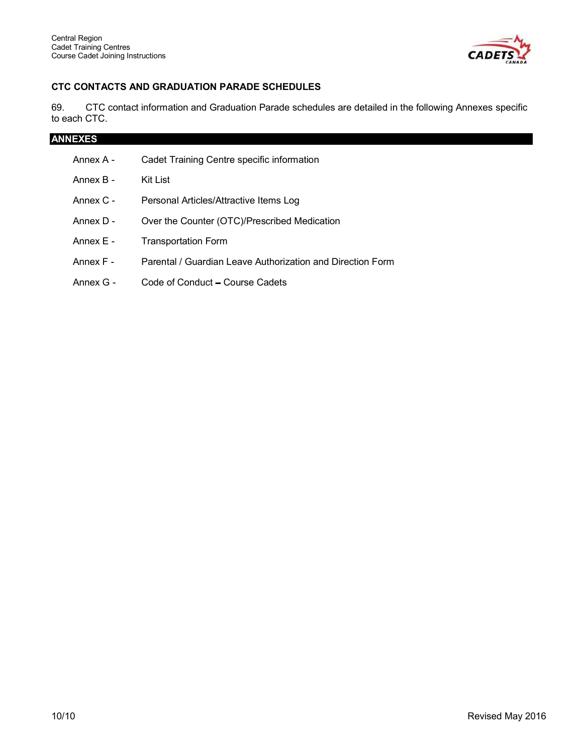## CTC CONTACTS AND GRADUATION PARADE SCHEDULES

69. CTC contact information and Graduation Parade schedules are detailed in the following Annexes specific to each CTC.

## ANNEXES

- Annex A - Cadet Training Centre specific information
- Annex B - Kit List
- Annex C - Personal Articles/Attractive Items Log
- Annex D - Over the Counter (OTC)/Prescribed Medication
- Annex E - Transportation Form
- Annex F - Parental / Guardian Leave Authorization and Direction Form
- Annex G - Code of Conduct – Course Cadets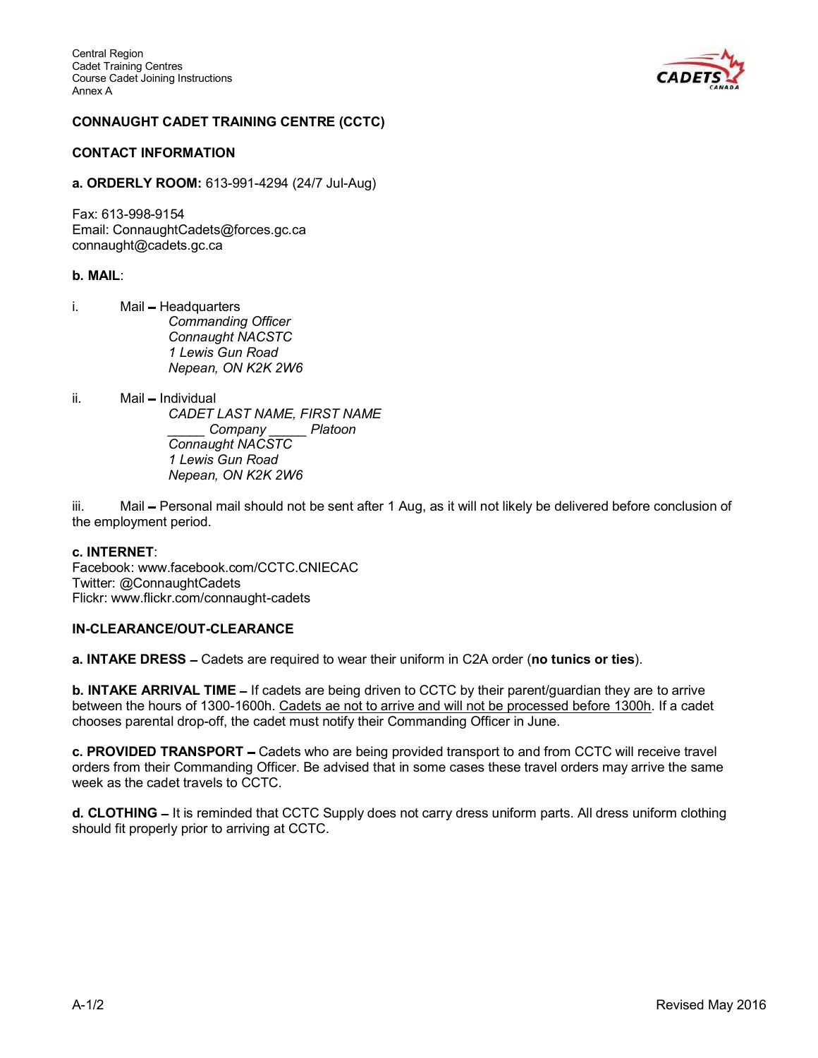Central Region
Cadet Training Centres
Course Cadet Joining Instructions
Annex A

## CONNAUGHT CADET TRAINING CENTRE (CCTC)

### CONTACT INFORMATION

**a. ORDERLY ROOM:** 613-991-4294 (24/7 Jul-Aug)

Fax: 613-998-9154
Email: ConnaughtCadets@forces.gc.ca
connaught@cadets.gc.ca

**b. MAIL**:

i. Mail – Headquarters
*Commanding Officer*
*Connaught NACSTC*
*1 Lewis Gun Road*
*Nepean, ON K2K 2W6*

ii. Mail – Individual
*CADET LAST NAME, FIRST NAME*
*_____ Company _____ Platoon*
*Connaught NACSTC*
*1 Lewis Gun Road*
*Nepean, ON K2K 2W6*

iii. Mail – Personal mail should not be sent after 1 Aug, as it will not likely be delivered before conclusion of the employment period.

**c. INTERNET**:
Facebook: www.facebook.com/CCTC.CNIECAC
Twitter: @ConnaughtCadets
Flickr: www.flickr.com/connaught-cadets

### IN-CLEARANCE/OUT-CLEARANCE

**a. INTAKE DRESS** – Cadets are required to wear their uniform in C2A order (**no tunics or ties**).

**b. INTAKE ARRIVAL TIME** – If cadets are being driven to CCTC by their parent/guardian they are to arrive between the hours of 1300-1600h. Cadets ae not to arrive and will not be processed before 1300h. If a cadet chooses parental drop-off, the cadet must notify their Commanding Officer in June.

**c. PROVIDED TRANSPORT** – Cadets who are being provided transport to and from CCTC will receive travel orders from their Commanding Officer. Be advised that in some cases these travel orders may arrive the same week as the cadet travels to CCTC.

**d. CLOTHING** – It is reminded that CCTC Supply does not carry dress uniform parts. All dress uniform clothing should fit properly prior to arriving at CCTC.

Revised May 2016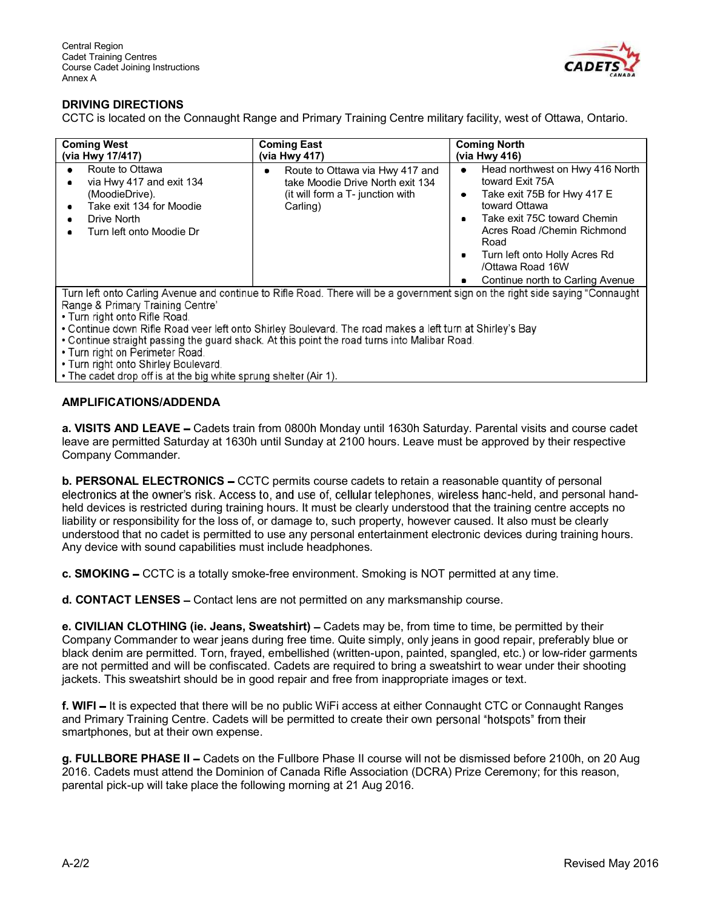Central Region
Cadet Training Centres
Course Cadet Joining Instructions
Annex A

## DRIVING DIRECTIONS

CCTC is located on the Connaught Range and Primary Training Centre military facility, west of Ottawa, Ontario.

| Coming West (via Hwy 17/417) | Coming East (via Hwy 417) | Coming North (via Hwy 416) |
|---|---|---|
| • Route to Ottawa<br>• via Hwy 417 and exit 134 (MoodieDrive).<br>• Take exit 134 for Moodie<br>• Drive North<br>• Turn left onto Moodie Dr | • Route to Ottawa via Hwy 417 and take Moodie Drive North exit 134 (it will form a T- junction with Carling) | • Head northwest on Hwy 416 North toward Exit 75A<br>• Take exit 75B for Hwy 417 E toward Ottawa<br>• Take exit 75C toward Chemin Acres Road /Chemin Richmond Road<br>• Turn left onto Holly Acres Rd /Ottawa Road 16W<br>• Continue north to Carling Avenue |

Turn left onto Carling Avenue and continue to Rifle Road. There will be a government sign on the right side saying "Connaught Range & Primary Training Centre'

- Turn right onto Rifle Road.
- Continue down Rifle Road veer left onto Shirley Boulevard. The road makes a left turn at Shirley's Bay
- Continue straight passing the guard shack. At this point the road turns into Malibar Road.
- Turn right on Perimeter Road.
- Turn right onto Shirley Boulevard.
- The cadet drop off is at the big white sprung shelter (Air 1).

## AMPLIFICATIONS/ADDENDA

**a. VISITS AND LEAVE –** Cadets train from 0800h Monday until 1630h Saturday. Parental visits and course cadet leave are permitted Saturday at 1630h until Sunday at 2100 hours. Leave must be approved by their respective Company Commander.

**b. PERSONAL ELECTRONICS –** CCTC permits course cadets to retain a reasonable quantity of personal electronics at the owner's risk. Access to, and use of, cellular telephones, wireless hanc-held, and personal hand-held devices is restricted during training hours. It must be clearly understood that the training centre accepts no liability or responsibility for the loss of, or damage to, such property, however caused. It also must be clearly understood that no cadet is permitted to use any personal entertainment electronic devices during training hours. Any device with sound capabilities must include headphones.

**c. SMOKING –** CCTC is a totally smoke-free environment. Smoking is NOT permitted at any time.

**d. CONTACT LENSES –** Contact lens are not permitted on any marksmanship course.

**e. CIVILIAN CLOTHING (ie. Jeans, Sweatshirt) –** Cadets may be, from time to time, be permitted by their Company Commander to wear jeans during free time. Quite simply, only jeans in good repair, preferably blue or black denim are permitted. Torn, frayed, embellished (written-upon, painted, spangled, etc.) or low-rider garments are not permitted and will be confiscated. Cadets are required to bring a sweatshirt to wear under their shooting jackets. This sweatshirt should be in good repair and free from inappropriate images or text.

**f. WIFI –** It is expected that there will be no public WiFi access at either Connaught CTC or Connaught Ranges and Primary Training Centre. Cadets will be permitted to create their own personal "hotspots" from their smartphones, but at their own expense.

**g. FULLBORE PHASE II –** Cadets on the Fullbore Phase II course will not be dismissed before 2100h, on 20 Aug 2016. Cadets must attend the Dominion of Canada Rifle Association (DCRA) Prize Ceremony; for this reason, parental pick-up will take place the following morning at 21 Aug 2016.

Revised May 2016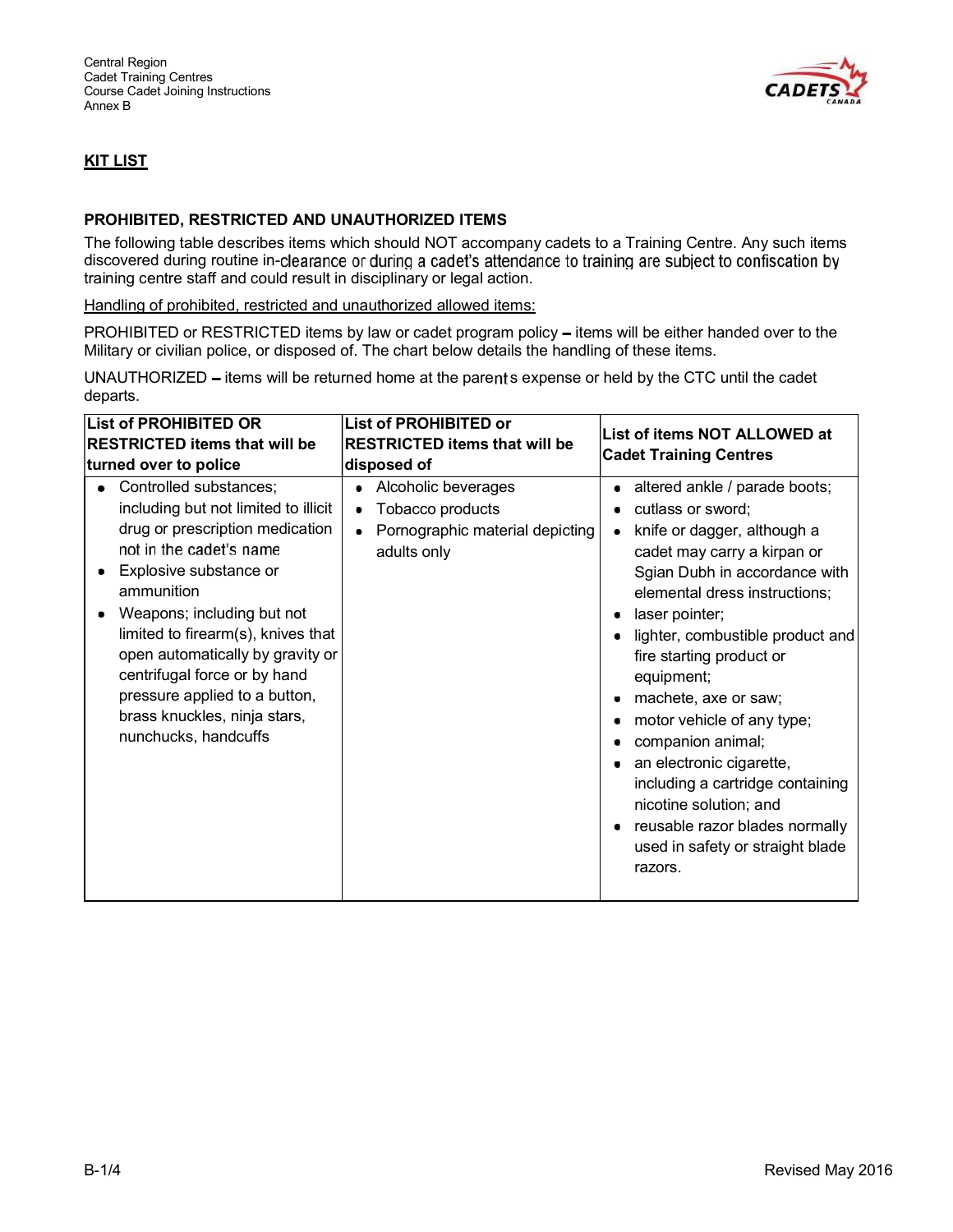## KIT LIST

### PROHIBITED, RESTRICTED AND UNAUTHORIZED ITEMS

The following table describes items which should NOT accompany cadets to a Training Centre. Any such items discovered during routine in-clearance or during a cadet's attendance to training are subject to confiscation by training centre staff and could result in disciplinary or legal action.

Handling of prohibited, restricted and unauthorized allowed items:

PROHIBITED or RESTRICTED items by law or cadet program policy – items will be either handed over to the Military or civilian police, or disposed of. The chart below details the handling of these items.

UNAUTHORIZED – items will be returned home at the parents expense or held by the CTC until the cadet departs.

| List of PROHIBITED OR RESTRICTED items that will be turned over to police | List of PROHIBITED or RESTRICTED items that will be disposed of | List of items NOT ALLOWED at Cadet Training Centres |
|---|---|---|
| • Controlled substances; including but not limited to illicit drug or prescription medication not in the cadet's name<br>• Explosive substance or ammunition<br>• Weapons; including but not limited to firearm(s), knives that open automatically by gravity or centrifugal force or by hand pressure applied to a button, brass knuckles, ninja stars, nunchucks, handcuffs | • Alcoholic beverages<br>• Tobacco products<br>• Pornographic material depicting adults only | • altered ankle / parade boots;<br>• cutlass or sword;<br>• knife or dagger, although a cadet may carry a kirpan or Sgian Dubh in accordance with elemental dress instructions;<br>• laser pointer;<br>• lighter, combustible product and fire starting product or equipment;<br>• machete, axe or saw;<br>• motor vehicle of any type;<br>• companion animal;<br>• an electronic cigarette, including a cartridge containing nicotine solution; and<br>• reusable razor blades normally used in safety or straight blade razors. |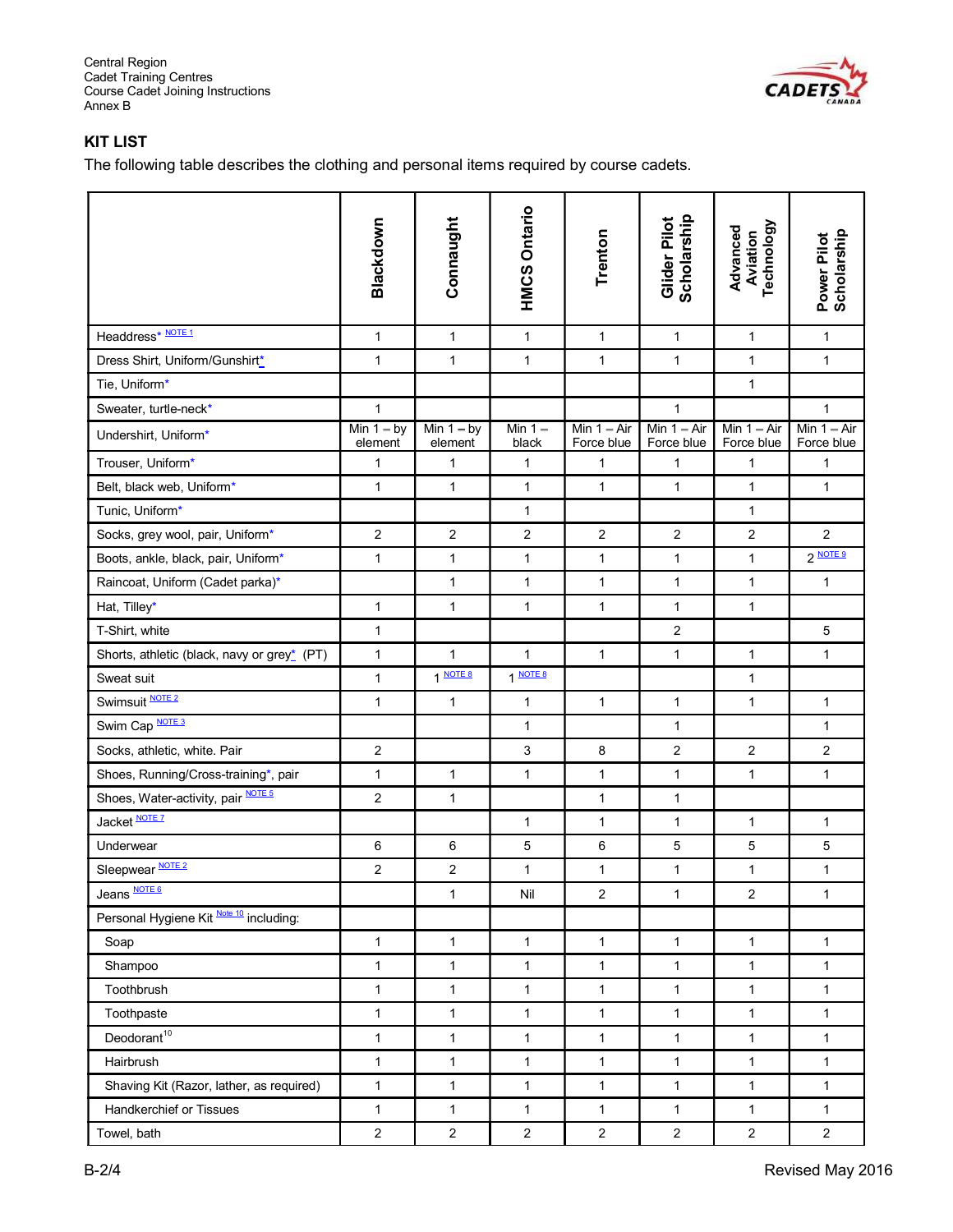Central Region
Cadet Training Centres
Course Cadet Joining Instructions
Annex B

## KIT LIST

The following table describes the clothing and personal items required by course cadets.

| | Blackdown | Connaught | HMCS Ontario | Trenton | Glider Pilot Scholarship | Advanced Aviation Technology | Power Pilot Scholarship |
|---|---|---|---|---|---|---|---|
| Headdress* NOTE 1 | 1 | 1 | 1 | 1 | 1 | 1 | 1 |
| Dress Shirt, Uniform/Gunshirt* | 1 | 1 | 1 | 1 | 1 | 1 | 1 |
| Tie, Uniform* | | | | | | 1 | |
| Sweater, turtle-neck* | 1 | | | | 1 | | 1 |
| Undershirt, Uniform* | Min 1 – by element | Min 1 – by element | Min 1 – black | Min 1 – Air Force blue | Min 1 – Air Force blue | Min 1 – Air Force blue | Min 1 – Air Force blue |
| Trouser, Uniform* | 1 | 1 | 1 | 1 | 1 | 1 | 1 |
| Belt, black web, Uniform* | 1 | 1 | 1 | 1 | 1 | 1 | 1 |
| Tunic, Uniform* | | | 1 | | | 1 | |
| Socks, grey wool, pair, Uniform* | 2 | 2 | 2 | 2 | 2 | 2 | 2 |
| Boots, ankle, black, pair, Uniform* | 1 | 1 | 1 | 1 | 1 | 1 | 2 NOTE 9 |
| Raincoat, Uniform (Cadet parka)* | | 1 | 1 | 1 | 1 | 1 | 1 |
| Hat, Tilley* | 1 | 1 | 1 | 1 | 1 | 1 | |
| T-Shirt, white | 1 | | | | 2 | | 5 |
| Shorts, athletic (black, navy or grey* (PT) | 1 | 1 | 1 | 1 | 1 | 1 | 1 |
| Sweat suit | 1 | 1 NOTE 8 | 1 NOTE 8 | | | 1 | |
| Swimsuit NOTE 2 | 1 | 1 | 1 | 1 | 1 | 1 | 1 |
| Swim Cap NOTE 3 | | | 1 | | 1 | | 1 |
| Socks, athletic, white. Pair | 2 | | 3 | 8 | 2 | 2 | 2 |
| Shoes, Running/Cross-training*, pair | 1 | 1 | 1 | 1 | 1 | 1 | 1 |
| Shoes, Water-activity, pair NOTE 5 | 2 | 1 | | 1 | 1 | | |
| Jacket NOTE 7 | | | 1 | 1 | 1 | 1 | 1 |
| Underwear | 6 | 6 | 5 | 6 | 5 | 5 | 5 |
| Sleepwear NOTE 2 | 2 | 2 | 1 | 1 | 1 | 1 | 1 |
| Jeans NOTE 6 | | 1 | Nil | 2 | 1 | 2 | 1 |
| Personal Hygiene Kit Note 10 including: | | | | | | | |
| Soap | 1 | 1 | 1 | 1 | 1 | 1 | 1 |
| Shampoo | 1 | 1 | 1 | 1 | 1 | 1 | 1 |
| Toothbrush | 1 | 1 | 1 | 1 | 1 | 1 | 1 |
| Toothpaste | 1 | 1 | 1 | 1 | 1 | 1 | 1 |
| Deodorant[10] | 1 | 1 | 1 | 1 | 1 | 1 | 1 |
| Hairbrush | 1 | 1 | 1 | 1 | 1 | 1 | 1 |
| Shaving Kit (Razor, lather, as required) | 1 | 1 | 1 | 1 | 1 | 1 | 1 |
| Handkerchief or Tissues | 1 | 1 | 1 | 1 | 1 | 1 | 1 |
| Towel, bath | 2 | 2 | 2 | 2 | 2 | 2 | 2 |

Revised May 2016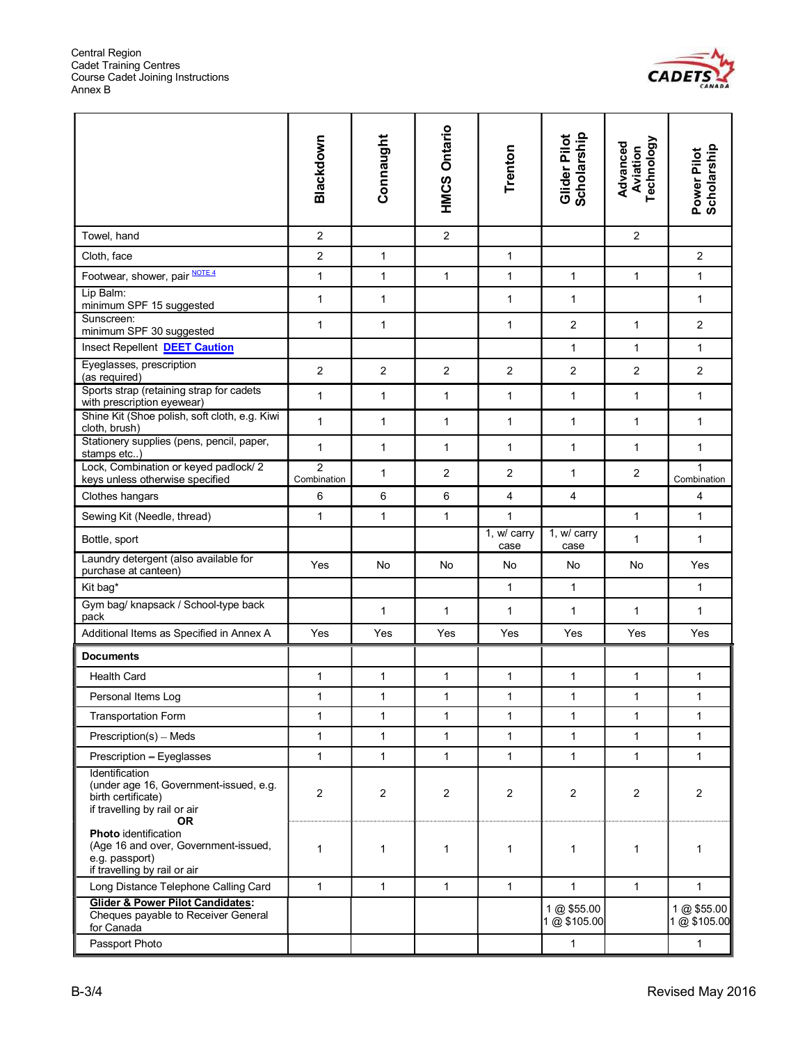Central Region
Cadet Training Centres
Course Cadet Joining Instructions
Annex B

| | Blackdown | Connaught | HMCS Ontario | Trenton | Glider Pilot Scholarship | Advanced Aviation Technology | Power Pilot Scholarship |
|---|---|---|---|---|---|---|---|
| Towel, hand | 2 | | 2 | | | 2 | |
| Cloth, face | 2 | 1 | | 1 | | | 2 |
| Footwear, shower, pair NOTE 4 | 1 | 1 | 1 | 1 | 1 | 1 | 1 |
| Lip Balm: minimum SPF 15 suggested | 1 | 1 | | 1 | 1 | | 1 |
| Sunscreen: minimum SPF 30 suggested | 1 | 1 | | 1 | 2 | 1 | 2 |
| Insect Repellent **DEET Caution** | | | | | 1 | 1 | 1 |
| Eyeglasses, prescription (as required) | 2 | 2 | 2 | 2 | 2 | 2 | 2 |
| Sports strap (retaining strap for cadets with prescription eyewear) | 1 | 1 | 1 | 1 | 1 | 1 | 1 |
| Shine Kit (Shoe polish, soft cloth, e.g. Kiwi cloth, brush) | 1 | 1 | 1 | 1 | 1 | 1 | 1 |
| Stationery supplies (pens, pencil, paper, stamps etc..) | 1 | 1 | 1 | 1 | 1 | 1 | 1 |
| Lock, Combination or keyed padlock/ 2 keys unless otherwise specified | 2 Combination | 1 | 2 | 2 | 1 | 2 | 1 Combination |
| Clothes hangars | 6 | 6 | 6 | 4 | 4 | | 4 |
| Sewing Kit (Needle, thread) | 1 | 1 | 1 | 1 | | 1 | 1 |
| Bottle, sport | | | | 1, w/ carry case | 1, w/ carry case | 1 | 1 |
| Laundry detergent (also available for purchase at canteen) | Yes | No | No | No | No | No | Yes |
| Kit bag* | | | | 1 | 1 | | 1 |
| Gym bag/ knapsack / School-type back pack | | 1 | 1 | 1 | 1 | 1 | 1 |
| Additional Items as Specified in Annex A | Yes | Yes | Yes | Yes | Yes | Yes | Yes |
| **Documents** | | | | | | | |
| Health Card | 1 | 1 | 1 | 1 | 1 | 1 | 1 |
| Personal Items Log | 1 | 1 | 1 | 1 | 1 | 1 | 1 |
| Transportation Form | 1 | 1 | 1 | 1 | 1 | 1 | 1 |
| Prescription(s) – Meds | 1 | 1 | 1 | 1 | 1 | 1 | 1 |
| Prescription – Eyeglasses | 1 | 1 | 1 | 1 | 1 | 1 | 1 |
| Identification (under age 16, Government-issued, e.g. birth certificate) if travelling by rail or air | 2 | 2 | 2 | 2 | 2 | 2 | 2 |
| **OR** **Photo** identification (Age 16 and over, Government-issued, e.g. passport) if travelling by rail or air | 1 | 1 | 1 | 1 | 1 | 1 | 1 |
| Long Distance Telephone Calling Card | 1 | 1 | 1 | 1 | 1 | 1 | 1 |
| **Glider & Power Pilot Candidates:** Cheques payable to Receiver General for Canada | | | | | 1 @ $55.00 1 @ $105.00 | | 1 @ $55.00 1 @ $105.00 |
| Passport Photo | | | | | 1 | | 1 |

B-3/4

Revised May 2016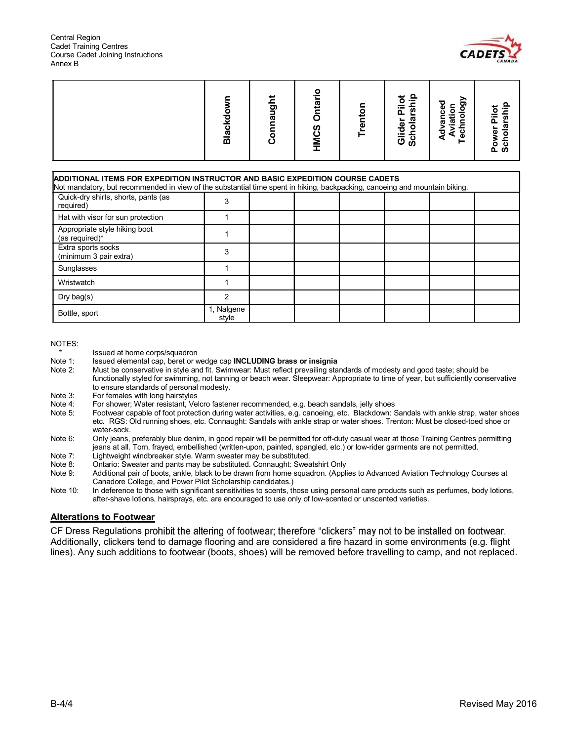| | Blackdown | Connaught | HMCS Ontario | Trenton | Glider Pilot Scholarship | Advanced Aviation Technology | Power Pilot Scholarship |
|---|---|---|---|---|---|---|---|
| **ADDITIONAL ITEMS FOR EXPEDITION INSTRUCTOR AND BASIC EXPEDITION COURSE CADETS** Not mandatory, but recommended in view of the substantial time spent in hiking, backpacking, canoeing and mountain biking. | | | | | | | |
| Quick-dry shirts, shorts, pants (as required) | 3 | | | | | | |
| Hat with visor for sun protection | 1 | | | | | | |
| Appropriate style hiking boot (as required)* | 1 | | | | | | |
| Extra sports socks (minimum 3 pair extra) | 3 | | | | | | |
| Sunglasses | 1 | | | | | | |
| Wristwatch | 1 | | | | | | |
| Dry bag(s) | 2 | | | | | | |
| Bottle, sport | 1, Nalgene style | | | | | | |

NOTES:

- \* Issued at home corps/squadron
- Note 1: Issued elemental cap, beret or wedge cap **INCLUDING brass or insignia**
- Note 2: Must be conservative in style and fit. Swimwear: Must reflect prevailing standards of modesty and good taste; should be functionally styled for swimming, not tanning or beach wear. Sleepwear: Appropriate to time of year, but sufficiently conservative to ensure standards of personal modesty.
- Note 3: For females with long hairstyles
- Note 4: For shower; Water resistant, Velcro fastener recommended, e.g. beach sandals, jelly shoes
- Note 5: Footwear capable of foot protection during water activities, e.g. canoeing, etc. Blackdown: Sandals with ankle strap, water shoes etc. RGS: Old running shoes, etc. Connaught: Sandals with ankle strap or water shoes. Trenton: Must be closed-toed shoe or water-sock.
- Note 6: Only jeans, preferably blue denim, in good repair will be permitted for off-duty casual wear at those Training Centres permitting jeans at all. Torn, frayed, embellished (written-upon, painted, spangled, etc.) or low-rider garments are not permitted.
- Note 7: Lightweight windbreaker style. Warm sweater may be substituted.
- Note 8: Ontario: Sweater and pants may be substituted. Connaught: Sweatshirt Only
- Note 9: Additional pair of boots, ankle, black to be drawn from home squadron. (Applies to Advanced Aviation Technology Courses at Canadore College, and Power Pilot Scholarship candidates.)
- Note 10: In deference to those with significant sensitivities to scents, those using personal care products such as perfumes, body lotions, after-shave lotions, hairsprays, etc. are encouraged to use only of low-scented or unscented varieties.

## Alterations to Footwear

CF Dress Regulations prohibit the altering of footwear; therefore "clickers" may not to be installed on footwear. Additionally, clickers tend to damage flooring and are considered a fire hazard in some environments (e.g. flight lines). Any such additions to footwear (boots, shoes) will be removed before travelling to camp, and not replaced.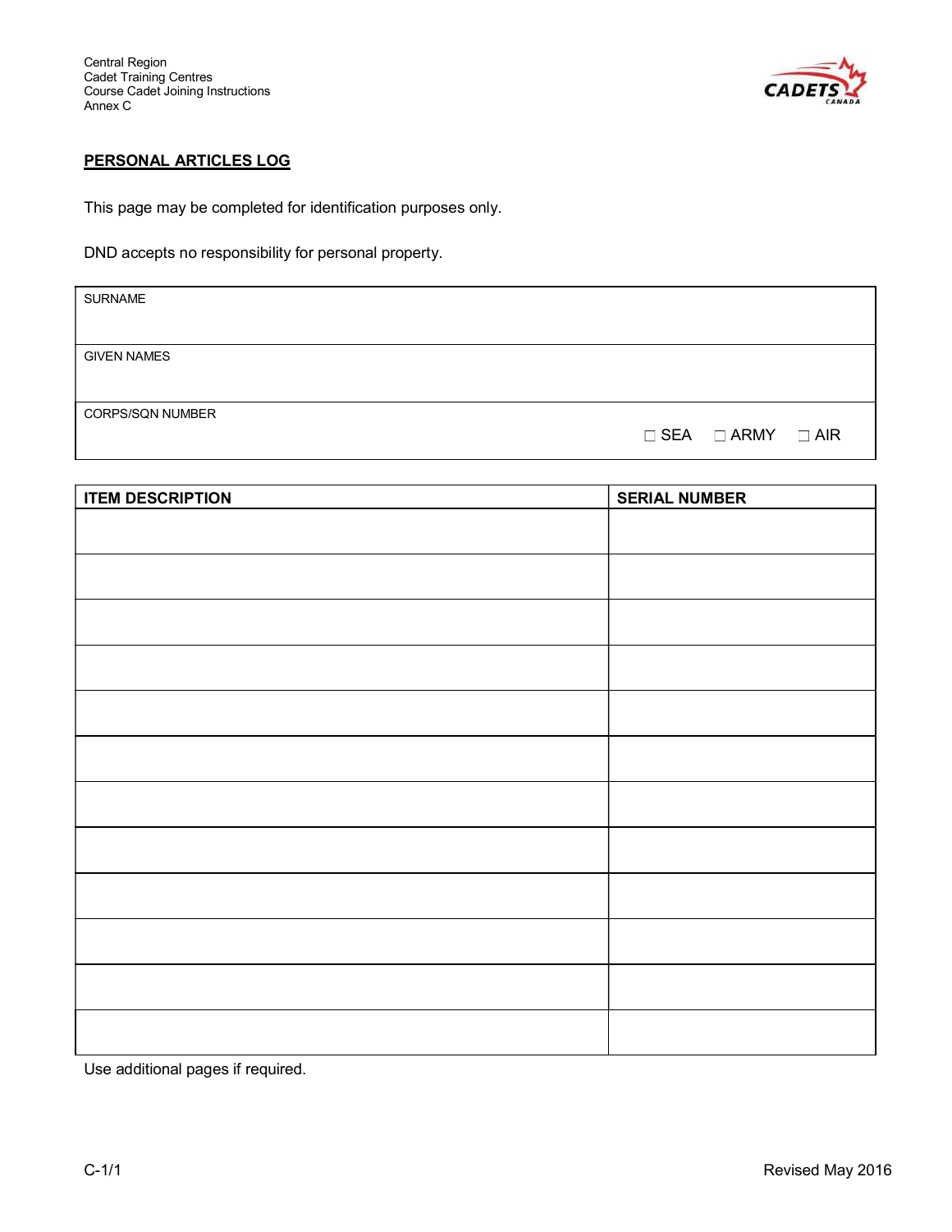Central Region
Cadet Training Centres
Course Cadet Joining Instructions
Annex C

## PERSONAL ARTICLES LOG

This page may be completed for identification purposes only.

DND accepts no responsibility for personal property.

| SURNAME |
|---|
| GIVEN NAMES |
| CORPS/SQN NUMBER ☐ SEA ☐ ARMY ☐ AIR |

| ITEM DESCRIPTION | SERIAL NUMBER |
|---|---|
| | |
| | |
| | |
| | |
| | |
| | |
| | |
| | |
| | |
| | |
| | |
| | |

Use additional pages if required.

Revised May 2016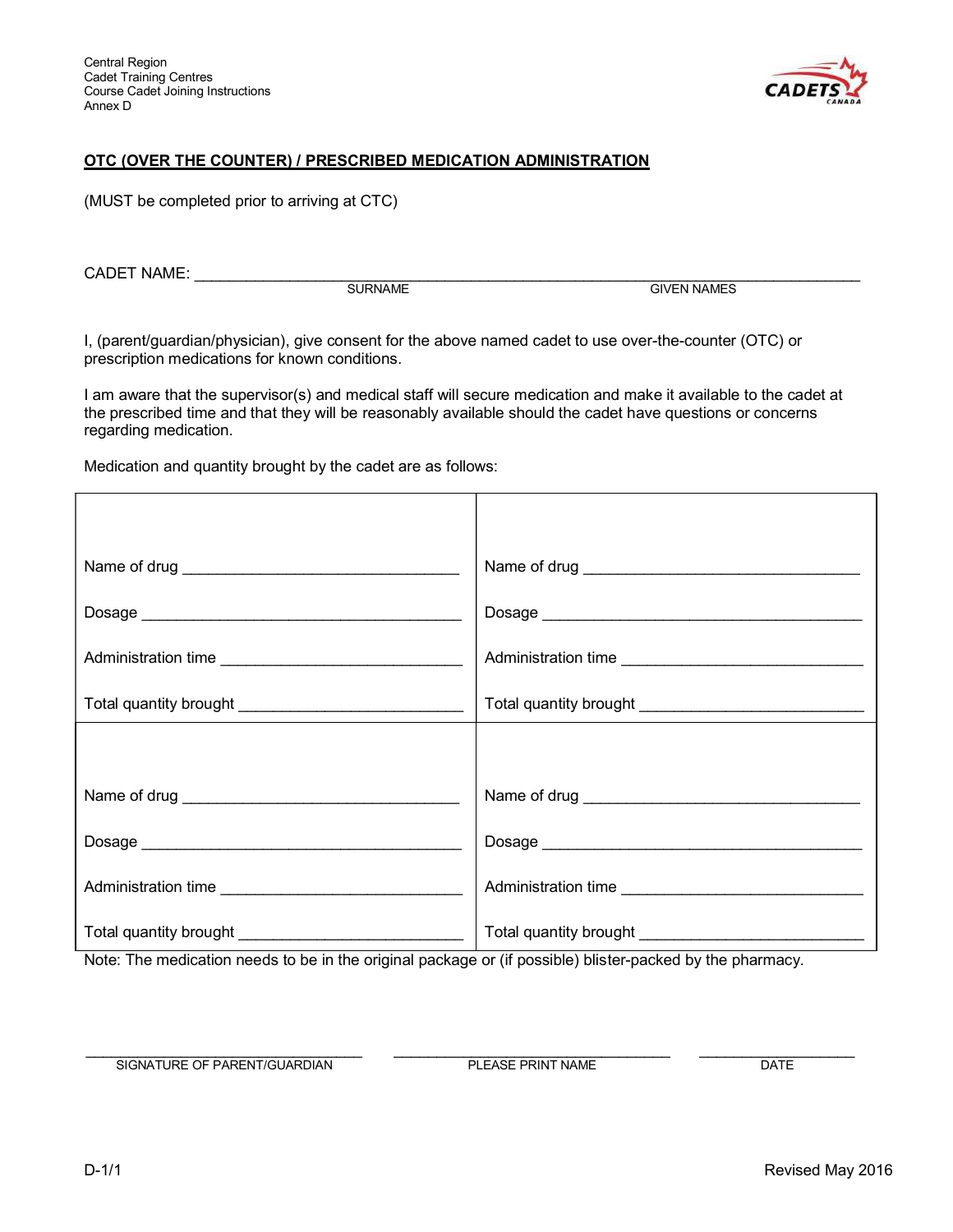Central Region
Cadet Training Centres
Course Cadet Joining Instructions
Annex D

## OTC (OVER THE COUNTER) / PRESCRIBED MEDICATION ADMINISTRATION

(MUST be completed prior to arriving at CTC)

CADET NAME: ______________________________________________________________
SURNAME GIVEN NAMES

I, (parent/guardian/physician), give consent for the above named cadet to use over-the-counter (OTC) or prescription medications for known conditions.

I am aware that the supervisor(s) and medical staff will secure medication and make it available to the cadet at the prescribed time and that they will be reasonably available should the cadet have questions or concerns regarding medication.

Medication and quantity brought by the cadet are as follows:

| | |
|---|---|
| Name of drug ______________________________<br><br>Dosage ___________________________________<br><br>Administration time ________________________<br><br>Total quantity brought ______________________ | Name of drug ______________________________<br><br>Dosage ___________________________________<br><br>Administration time ________________________<br><br>Total quantity brought ______________________ |
| Name of drug ______________________________<br><br>Dosage ___________________________________<br><br>Administration time ________________________<br><br>Total quantity brought ______________________ | Name of drug ______________________________<br><br>Dosage ___________________________________<br><br>Administration time ________________________<br><br>Total quantity brought ______________________ |

Note: The medication needs to be in the original package or (if possible) blister-packed by the pharmacy.

______________________________ ______________________________ __________________
SIGNATURE OF PARENT/GUARDIAN PLEASE PRINT NAME DATE

Revised May 2016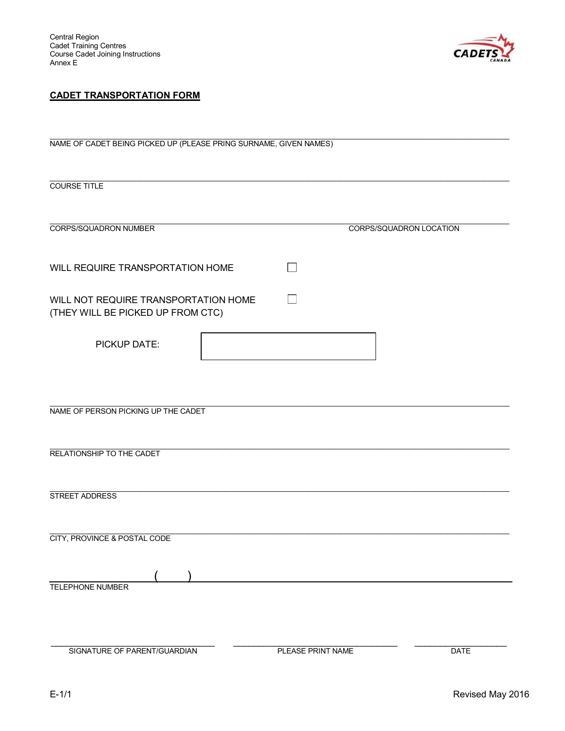Central Region
Cadet Training Centres
Course Cadet Joining Instructions
Annex E

## CADET TRANSPORTATION FORM

______________________________________________________________________
NAME OF CADET BEING PICKED UP (PLEASE PRING SURNAME, GIVEN NAMES)

______________________________________________________________________
COURSE TITLE

______________________________________________________________________
CORPS/SQUADRON NUMBER CORPS/SQUADRON LOCATION

WILL REQUIRE TRANSPORTATION HOME ☐

WILL NOT REQUIRE TRANSPORTATION HOME ☐
(THEY WILL BE PICKED UP FROM CTC)

PICKUP DATE: ____________________

______________________________________________________________________
NAME OF PERSON PICKING UP THE CADET

______________________________________________________________________
RELATIONSHIP TO THE CADET

______________________________________________________________________
STREET ADDRESS

______________________________________________________________________
CITY, PROVINCE & POSTAL CODE

( ) ______________________________________________________________________
TELEPHONE NUMBER

______________________ ______________________ ______________
SIGNATURE OF PARENT/GUARDIAN PLEASE PRINT NAME DATE

Revised May 2016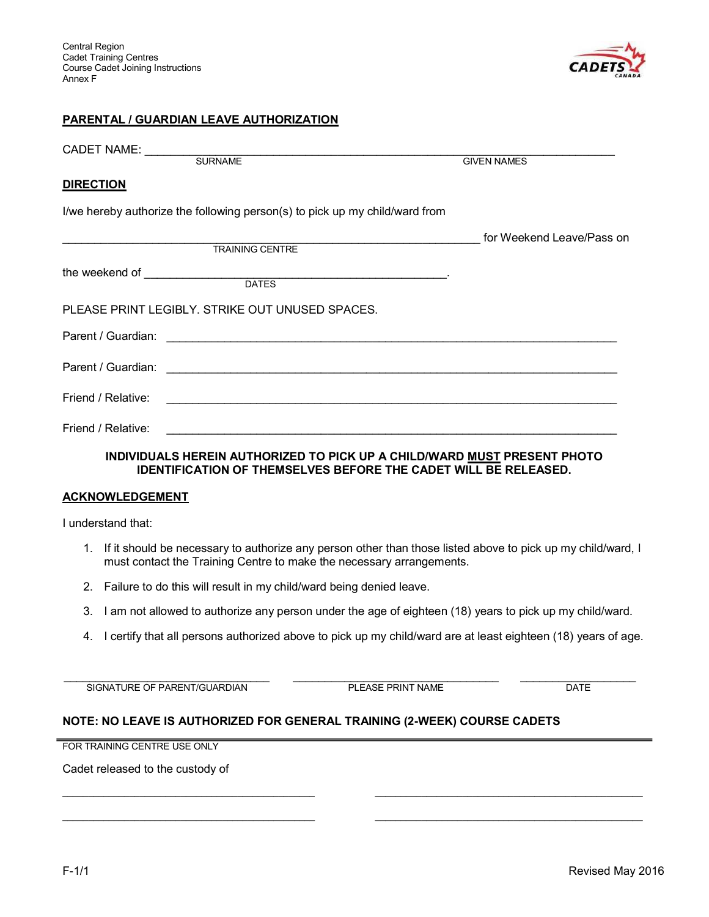Central Region
Cadet Training Centres
Course Cadet Joining Instructions
Annex F

## PARENTAL / GUARDIAN LEAVE AUTHORIZATION

CADET NAME: ______________________________________________________________
SURNAME GIVEN NAMES

### DIRECTION

I/we hereby authorize the following person(s) to pick up my child/ward from

_________________________________________________ for Weekend Leave/Pass on
TRAINING CENTRE

the weekend of ____________________________________.
DATES

PLEASE PRINT LEGIBLY. STRIKE OUT UNUSED SPACES.

Parent / Guardian: ______________________________________________________

Parent / Guardian: ______________________________________________________

Friend / Relative: ______________________________________________________

Friend / Relative: ______________________________________________________

**INDIVIDUALS HEREIN AUTHORIZED TO PICK UP A CHILD/WARD MUST PRESENT PHOTO IDENTIFICATION OF THEMSELVES BEFORE THE CADET WILL BE RELEASED.**

### ACKNOWLEDGEMENT

I understand that:

1. If it should be necessary to authorize any person other than those listed above to pick up my child/ward, I must contact the Training Centre to make the necessary arrangements.
2. Failure to do this will result in my child/ward being denied leave.
3. I am not allowed to authorize any person under the age of eighteen (18) years to pick up my child/ward.
4. I certify that all persons authorized above to pick up my child/ward are at least eighteen (18) years of age.

______________________________ ______________________________ ________________
SIGNATURE OF PARENT/GUARDIAN PLEASE PRINT NAME DATE

**NOTE: NO LEAVE IS AUTHORIZED FOR GENERAL TRAINING (2-WEEK) COURSE CADETS**

---

FOR TRAINING CENTRE USE ONLY

Cadet released to the custody of

______________________________ ______________________________

______________________________ ______________________________

F-1/1 Revised May 2016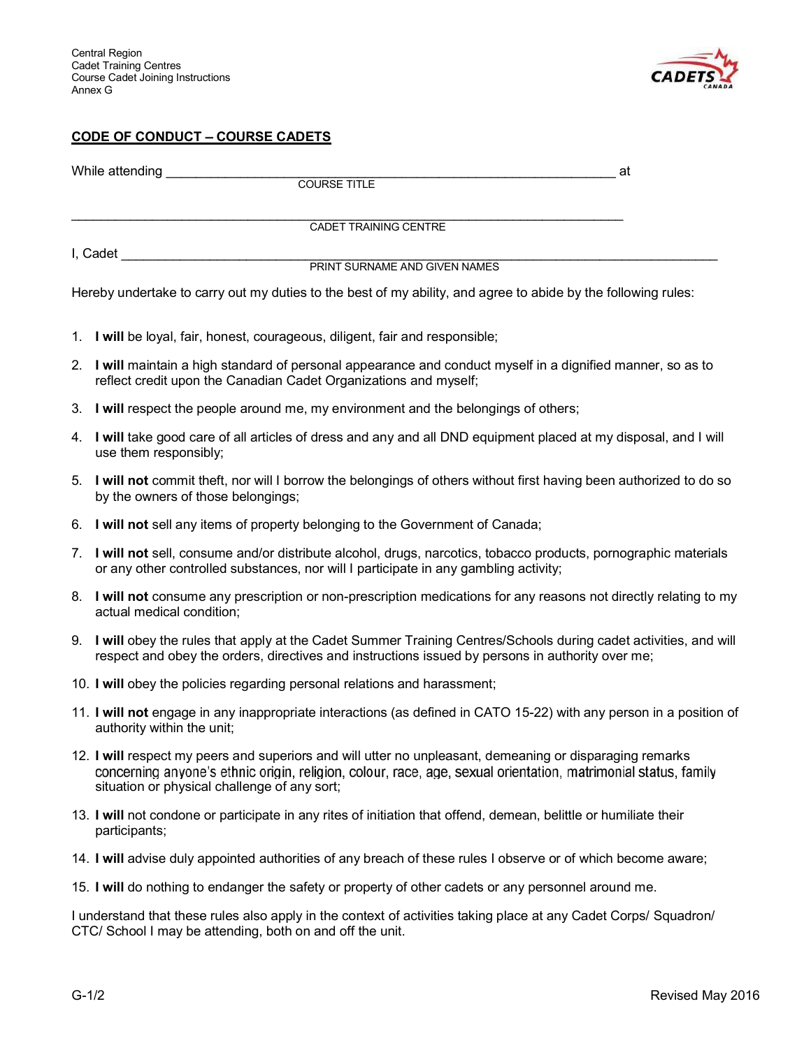Central Region
Cadet Training Centres
Course Cadet Joining Instructions
Annex G

## CODE OF CONDUCT – COURSE CADETS

While attending ______________________________________________ at
COURSE TITLE

______________________________________________
CADET TRAINING CENTRE

I, Cadet ______________________________________________
PRINT SURNAME AND GIVEN NAMES

Hereby undertake to carry out my duties to the best of my ability, and agree to abide by the following rules:

1. **I will** be loyal, fair, honest, courageous, diligent, fair and responsible;
2. **I will** maintain a high standard of personal appearance and conduct myself in a dignified manner, so as to reflect credit upon the Canadian Cadet Organizations and myself;
3. **I will** respect the people around me, my environment and the belongings of others;
4. **I will** take good care of all articles of dress and any and all DND equipment placed at my disposal, and I will use them responsibly;
5. **I will not** commit theft, nor will I borrow the belongings of others without first having been authorized to do so by the owners of those belongings;
6. **I will not** sell any items of property belonging to the Government of Canada;
7. **I will not** sell, consume and/or distribute alcohol, drugs, narcotics, tobacco products, pornographic materials or any other controlled substances, nor will I participate in any gambling activity;
8. **I will not** consume any prescription or non-prescription medications for any reasons not directly relating to my actual medical condition;
9. **I will** obey the rules that apply at the Cadet Summer Training Centres/Schools during cadet activities, and will respect and obey the orders, directives and instructions issued by persons in authority over me;
10. **I will** obey the policies regarding personal relations and harassment;
11. **I will not** engage in any inappropriate interactions (as defined in CATO 15-22) with any person in a position of authority within the unit;
12. **I will** respect my peers and superiors and will utter no unpleasant, demeaning or disparaging remarks concerning anyone's ethnic origin, religion, colour, race, age, sexual orientation, matrimonial status, family situation or physical challenge of any sort;
13. **I will** not condone or participate in any rites of initiation that offend, demean, belittle or humiliate their participants;
14. **I will** advise duly appointed authorities of any breach of these rules I observe or of which become aware;
15. **I will** do nothing to endanger the safety or property of other cadets or any personnel around me.

I understand that these rules also apply in the context of activities taking place at any Cadet Corps/ Squadron/ CTC/ School I may be attending, both on and off the unit.

G-1/2 Revised May 2016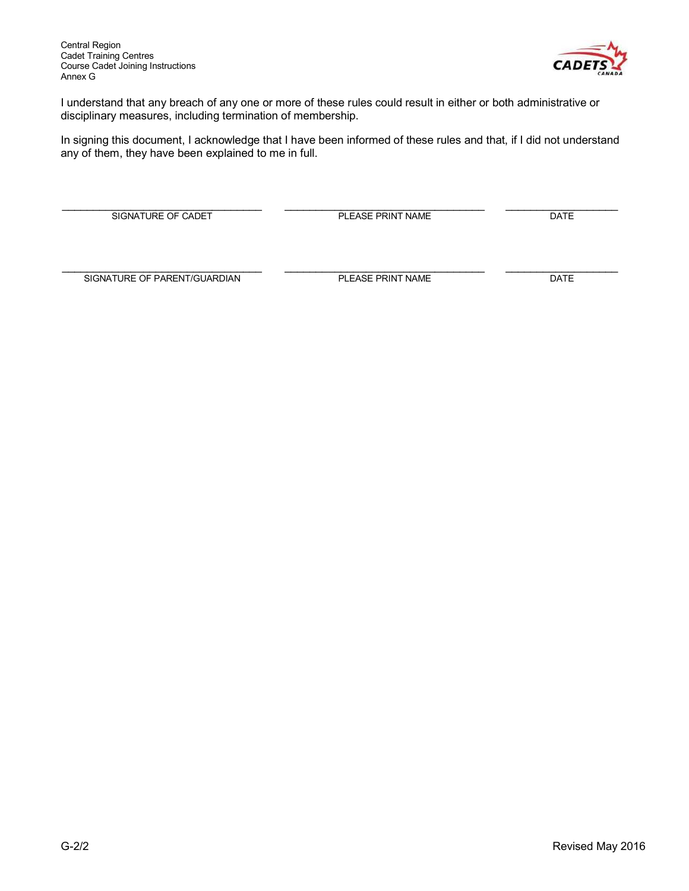I understand that any breach of any one or more of these rules could result in either or both administrative or disciplinary measures, including termination of membership.

In signing this document, I acknowledge that I have been informed of these rules and that, if I did not understand any of them, they have been explained to me in full.

| | | |
|---|---|---|
| ______________________________ | ______________________________ | ________________ |
| SIGNATURE OF CADET | PLEASE PRINT NAME | DATE |
| ______________________________ | ______________________________ | ________________ |
| SIGNATURE OF PARENT/GUARDIAN | PLEASE PRINT NAME | DATE |